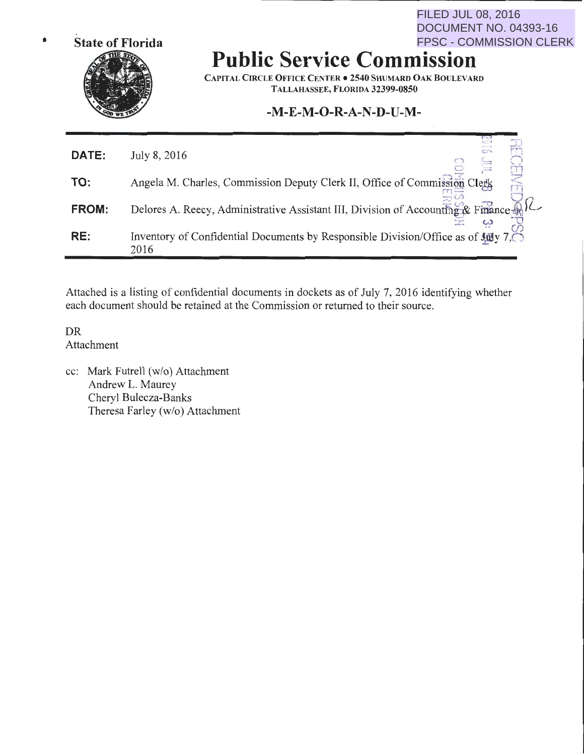FILED JUL 08, 2016
DOCUMENT NO. 04393-16
FPSC - COMMISSION CLERK

State of Florida

# Public Service Commission

CAPITAL CIRCLE OFFICE CENTER • 2540 SHUMARD OAK BOULEVARD
TALLAHASSEE, FLORIDA 32399-0850

## -M-E-M-O-R-A-N-D-U-M-

| | |
|---|---|
| **DATE:** | July 8, 2016 |
| **TO:** | Angela M. Charles, Commission Deputy Clerk II, Office of Commission Clerk |
| **FROM:** | Delores A. Reecy, Administrative Assistant III, Division of Accounting & Finance |
| **RE:** | Inventory of Confidential Documents by Responsible Division/Office as of July 7, 2016 |

RECEIVED-FPSC
2016 JUL -8 PM 3:24
COMMISSION CLERK

Attached is a listing of confidential documents in dockets as of July 7, 2016 identifying whether each document should be retained at the Commission or returned to their source.

DR
Attachment

cc: Mark Futrell (w/o) Attachment
Andrew L. Maurey
Cheryl Bulecza-Banks
Theresa Farley (w/o) Attachment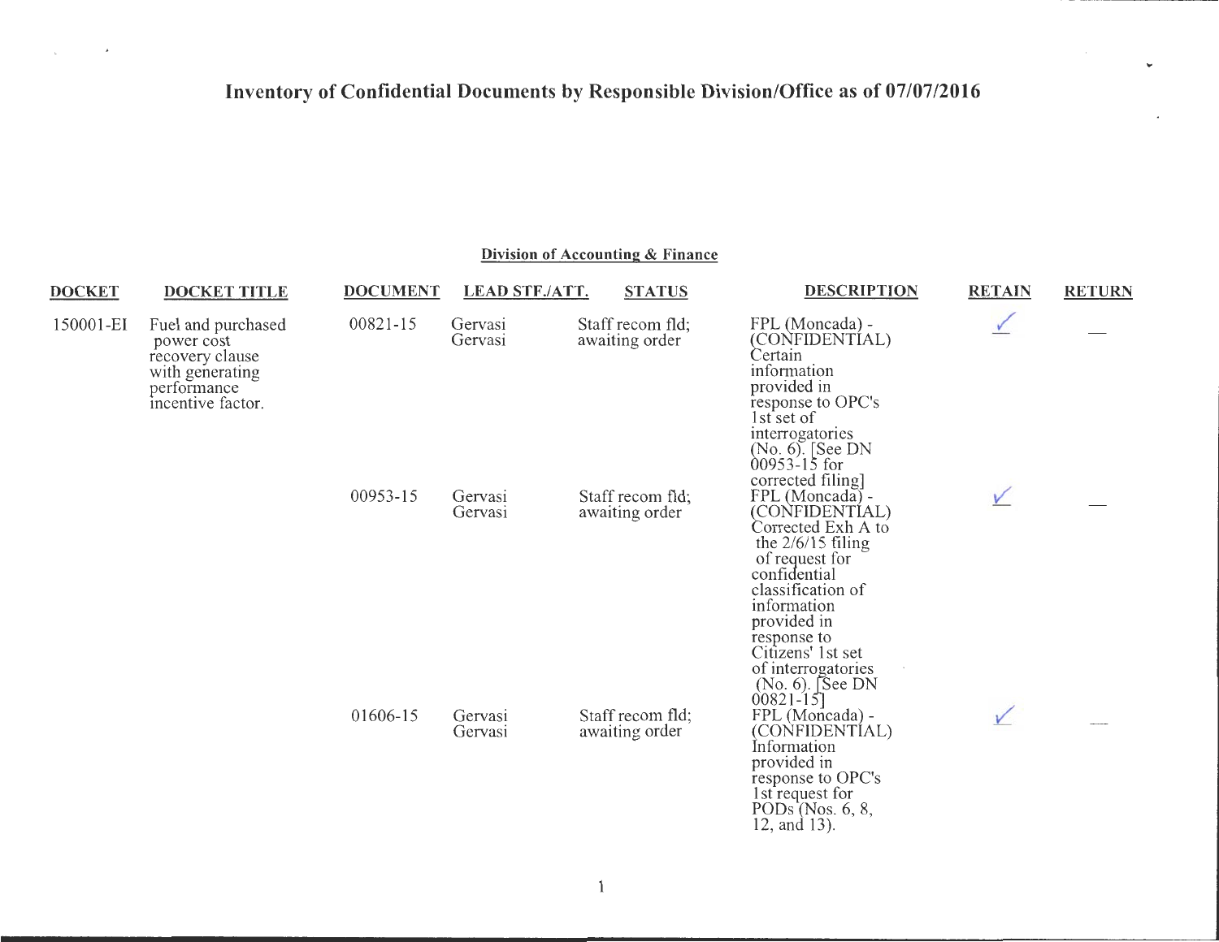# Inventory of Confidential Documents by Responsible Division/Office as of 07/07/2016

## Division of Accounting & Finance

| DOCKET | DOCKET TITLE | DOCUMENT | LEAD STF./ATT. | STATUS | DESCRIPTION | RETAIN | RETURN |
|---|---|---|---|---|---|---|---|
| 150001-EI | Fuel and purchased power cost recovery clause with generating performance incentive factor. | 00821-15 | Gervasi Gervasi | Staff recom fld; awaiting order | FPL (Moncada) - (CONFIDENTIAL) Certain information provided in response to OPC's 1st set of interrogatories (No. 6). [See DN 00953-15 for corrected filing] | ✓ | — |
| | | 00953-15 | Gervasi Gervasi | Staff recom fld; awaiting order | FPL (Moncada) - (CONFIDENTIAL) Corrected Exh A to the 2/6/15 filing of request for confidential classification of information provided in response to Citizens' 1st set of interrogatories (No. 6). [See DN 00821-15] | ✓ | — |
| | | 01606-15 | Gervasi Gervasi | Staff recom fld; awaiting order | FPL (Moncada) - (CONFIDENTIAL) Information provided in response to OPC's 1st request for PODs (Nos. 6, 8, 12, and 13). | ✓ | — |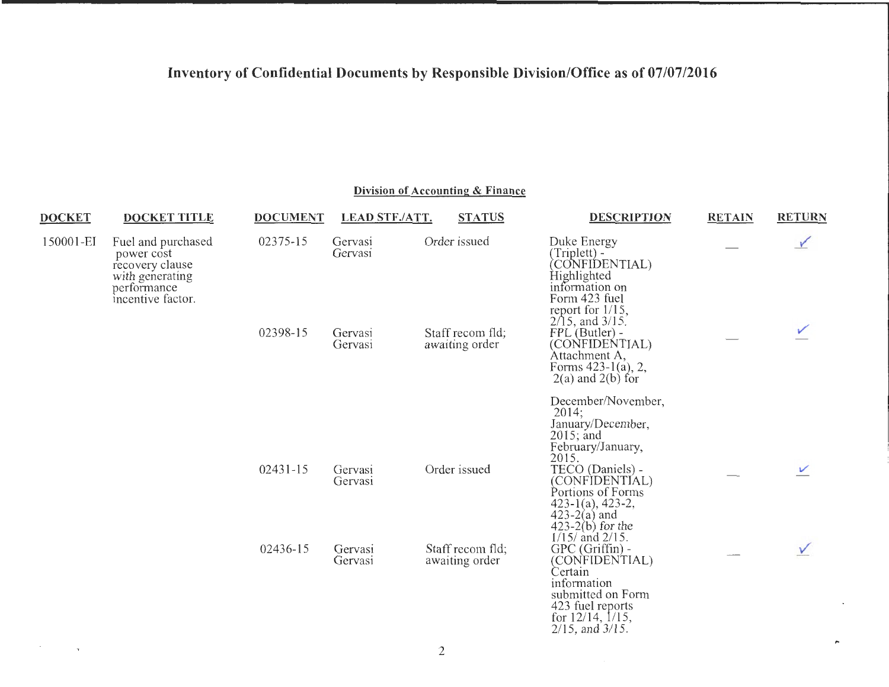# Inventory of Confidential Documents by Responsible Division/Office as of 07/07/2016

## Division of Accounting & Finance

| DOCKET | DOCKET TITLE | DOCUMENT | LEAD STF./ATT. | STATUS | DESCRIPTION | RETAIN | RETURN |
|---|---|---|---|---|---|---|---|
| 150001-EI | Fuel and purchased power cost recovery clause with generating performance incentive factor. | 02375-15 | Gervasi Gervasi | Order issued | Duke Energy (Triplett) - (CONFIDENTIAL) Highlighted information on Form 423 fuel report for 1/15, 2/15, and 3/15. | — | ✓ |
| | | 02398-15 | Gervasi Gervasi | Staff recom fld; awaiting order | FPL (Butler) - (CONFIDENTIAL) Attachment A, Forms 423-1(a), 2, 2(a) and 2(b) for December/November, 2014; January/December, 2015; and February/January, 2015. | — | ✓ |
| | | 02431-15 | Gervasi Gervasi | Order issued | TECO (Daniels) - (CONFIDENTIAL) Portions of Forms 423-1(a), 423-2, 423-2(a) and 423-2(b) for the 1/15/ and 2/15. | — | ✓ |
| | | 02436-15 | Gervasi Gervasi | Staff recom fld; awaiting order | GPC (Griffin) - (CONFIDENTIAL) Certain information submitted on Form 423 fuel reports for 12/14, 1/15, 2/15, and 3/15. | — | ✓ |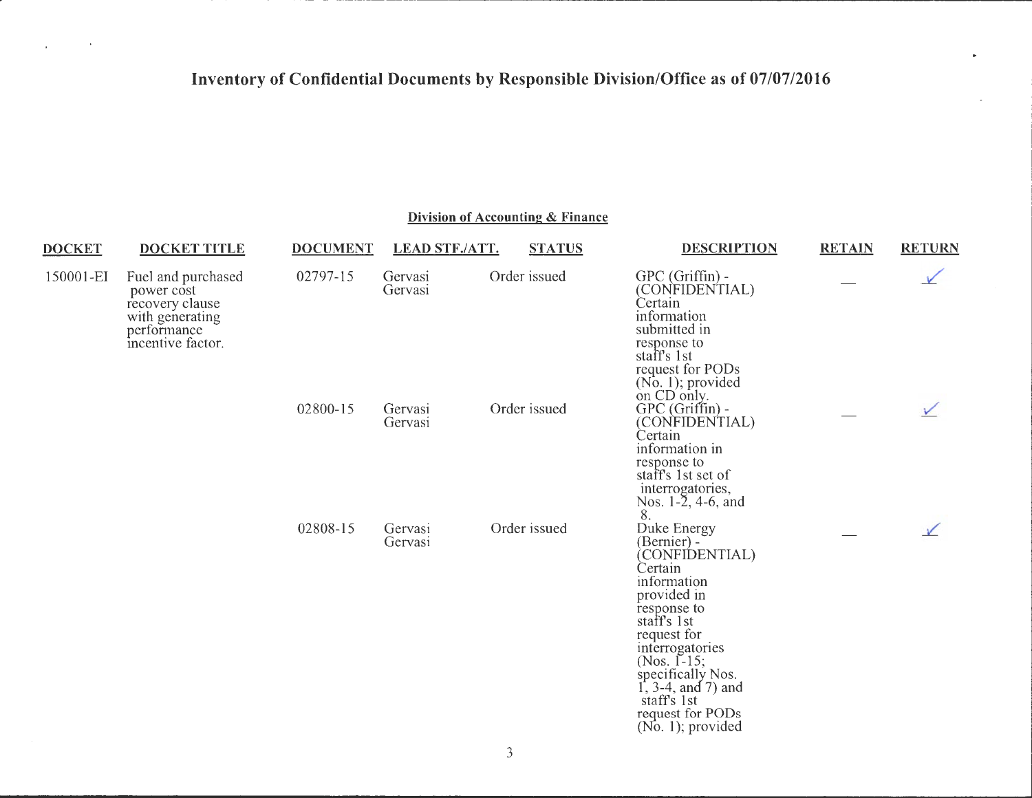# Inventory of Confidential Documents by Responsible Division/Office as of 07/07/2016

## Division of Accounting & Finance

| DOCKET | DOCKET TITLE | DOCUMENT | LEAD STF./ATT. | STATUS | DESCRIPTION | RETAIN | RETURN |
|---|---|---|---|---|---|---|---|
| 150001-EI | Fuel and purchased power cost recovery clause with generating performance incentive factor. | 02797-15 | Gervasi Gervasi | Order issued | GPC (Griffin) - (CONFIDENTIAL) Certain information submitted in response to staff's 1st request for PODs (No. 1); provided on CD only. | — | ✓ |
| | | 02800-15 | Gervasi Gervasi | Order issued | GPC (Griffin) - (CONFIDENTIAL) Certain information in response to staff's 1st set of interrogatories, Nos. 1-2, 4-6, and 8. | — | ✓ |
| | | 02808-15 | Gervasi Gervasi | Order issued | Duke Energy (Bernier) - (CONFIDENTIAL) Certain information provided in response to staff's 1st request for interrogatories (Nos. 1-15; specifically Nos. 1, 3-4, and 7) and staff's 1st request for PODs (No. 1); provided | — | ✓ |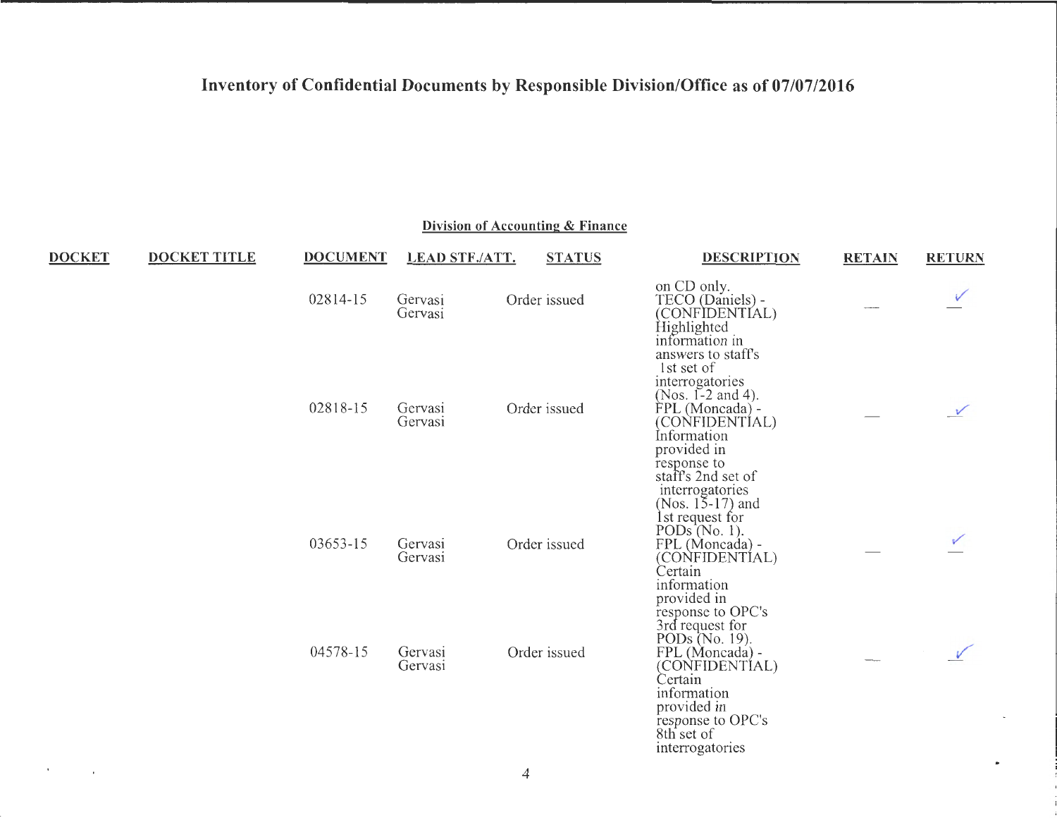# Inventory of Confidential Documents by Responsible Division/Office as of 07/07/2016

## Division of Accounting & Finance

| DOCKET | DOCKET TITLE | DOCUMENT | LEAD STF./ATT. | STATUS | DESCRIPTION | RETAIN | RETURN |
|---|---|---|---|---|---|---|---|
| | | | | | on CD only. | | |
| | | 02814-15 | Gervasi Gervasi | Order issued | TECO (Daniels) - (CONFIDENTIAL) Highlighted information in answers to staff's 1st set of interrogatories (Nos. 1-2 and 4). | — | ✓ |
| | | 02818-15 | Gervasi Gervasi | Order issued | FPL (Moncada) - (CONFIDENTIAL) Information provided in response to staff's 2nd set of interrogatories (Nos. 15-17) and 1st request for PODs (No. 1). | — | ✓ |
| | | 03653-15 | Gervasi Gervasi | Order issued | FPL (Moncada) - (CONFIDENTIAL) Certain information provided in response to OPC's 3rd request for PODs (No. 19). | — | ✓ |
| | | 04578-15 | Gervasi Gervasi | Order issued | FPL (Moncada) - (CONFIDENTIAL) Certain information provided in response to OPC's 8th set of interrogatories | — | ✓ |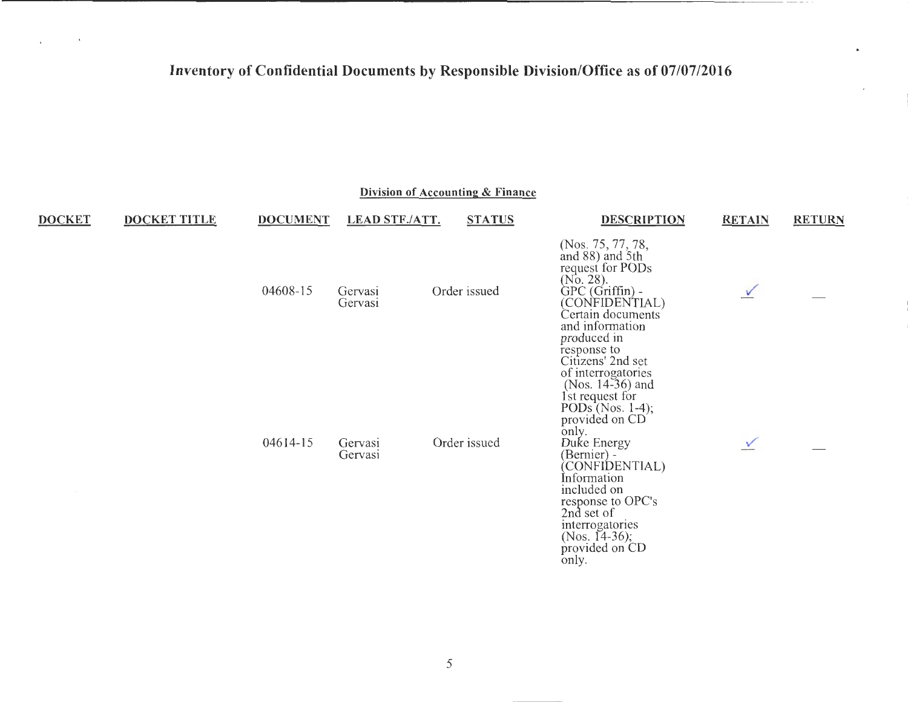# Inventory of Confidential Documents by Responsible Division/Office as of 07/07/2016

## Division of Accounting & Finance

| DOCKET | DOCKET TITLE | DOCUMENT | LEAD STF./ATT. | STATUS | DESCRIPTION | RETAIN | RETURN |
|---|---|---|---|---|---|---|---|
| | | | | | (Nos. 75, 77, 78, and 88) and 5th request for PODs (No. 28). | | |
| | | 04608-15 | Gervasi Gervasi | Order issued | GPC (Griffin) - (CONFIDENTIAL) Certain documents and information produced in response to Citizens' 2nd set of interrogatories (Nos. 14-36) and 1st request for PODs (Nos. 1-4); provided on CD only. | ✓ | — |
| | | 04614-15 | Gervasi Gervasi | Order issued | Duke Energy (Bernier) - (CONFIDENTIAL) Information included on response to OPC's 2nd set of interrogatories (Nos. 14-36); provided on CD only. | ✓ | — |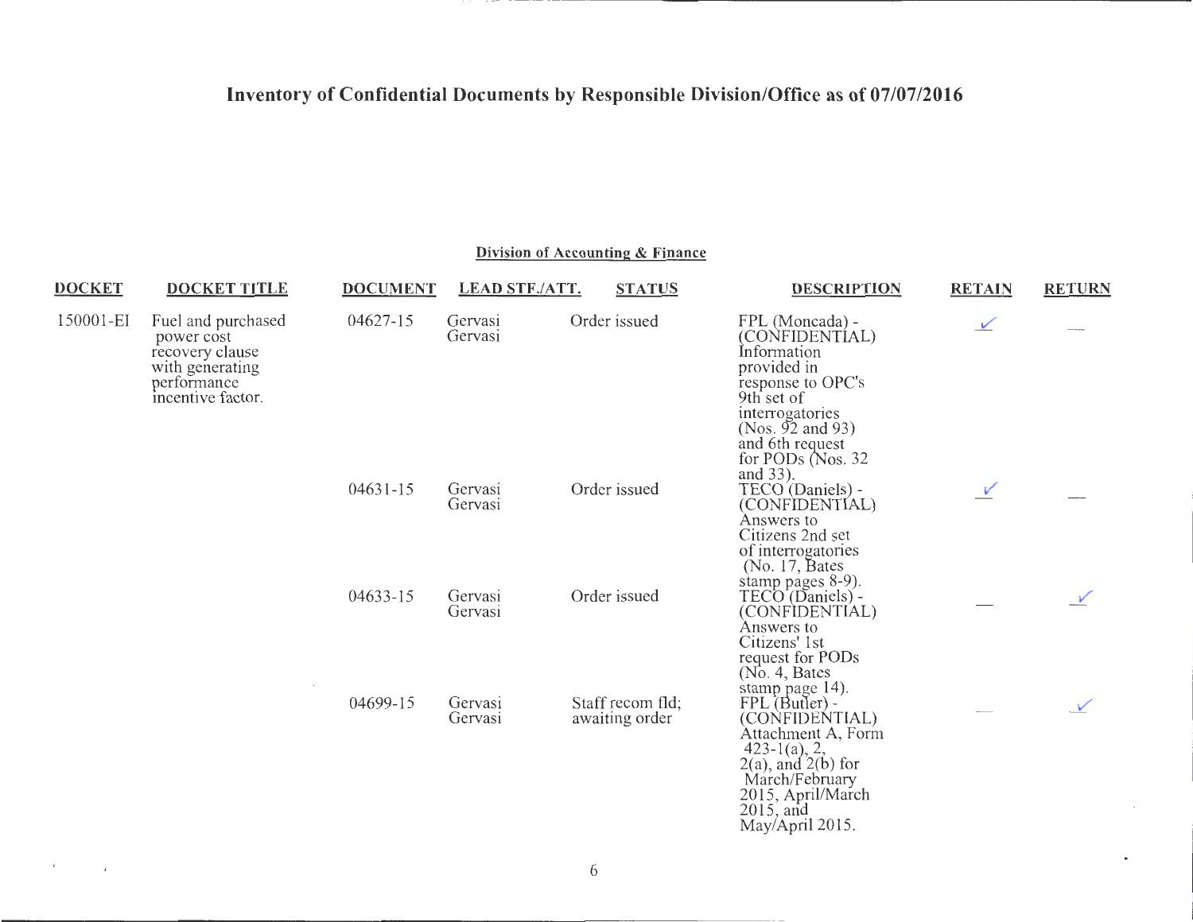# Inventory of Confidential Documents by Responsible Division/Office as of 07/07/2016

## Division of Accounting & Finance

| DOCKET | DOCKET TITLE | DOCUMENT | LEAD STF./ATT. | STATUS | DESCRIPTION | RETAIN | RETURN |
|---|---|---|---|---|---|---|---|
| 150001-EI | Fuel and purchased power cost recovery clause with generating performance incentive factor. | 04627-15 | Gervasi Gervasi | Order issued | FPL (Moncada) - (CONFIDENTIAL) Information provided in response to OPC's 9th set of interrogatories (Nos. 92 and 93) and 6th request for PODs (Nos. 32 and 33). | ✓ | — |
| | | 04631-15 | Gervasi Gervasi | Order issued | TECO (Daniels) - (CONFIDENTIAL) Answers to Citizens 2nd set of interrogatories (No. 17, Bates stamp pages 8-9). | ✓ | — |
| | | 04633-15 | Gervasi Gervasi | Order issued | TECO (Daniels) - (CONFIDENTIAL) Answers to Citizens' 1st request for PODs (No. 4, Bates stamp page 14). | — | ✓ |
| | | 04699-15 | Gervasi Gervasi | Staff recom fld; awaiting order | FPL (Butler) - (CONFIDENTIAL) Attachment A, Form 423-1(a), 2, 2(a), and 2(b) for March/February 2015, April/March 2015, and May/April 2015. | — | ✓ |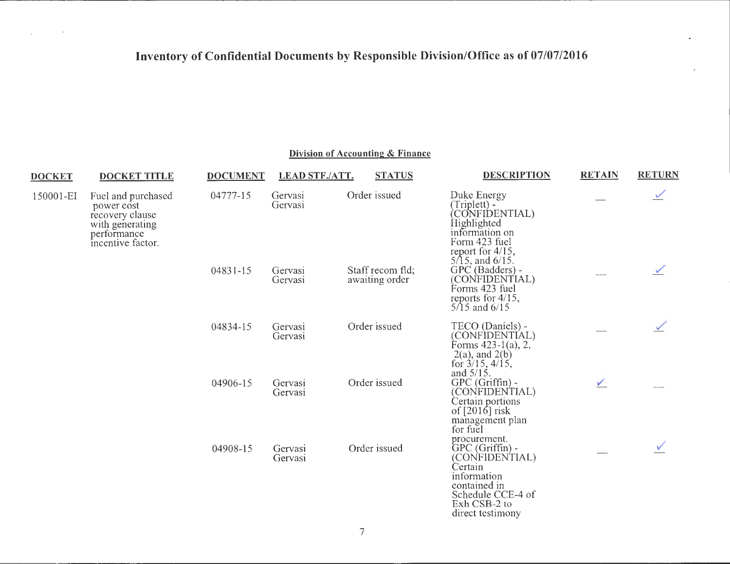# Inventory of Confidential Documents by Responsible Division/Office as of 07/07/2016

## Division of Accounting & Finance

| DOCKET | DOCKET TITLE | DOCUMENT | LEAD STF./ATT. | STATUS | DESCRIPTION | RETAIN | RETURN |
|---|---|---|---|---|---|---|---|
| 150001-EI | Fuel and purchased power cost recovery clause with generating performance incentive factor. | 04777-15 | Gervasi Gervasi | Order issued | Duke Energy (Triplett) - (CONFIDENTIAL) Highlighted information on Form 423 fuel report for 4/15, 5/15, and 6/15. | — | ✓ |
| | | 04831-15 | Gervasi Gervasi | Staff recom fld; awaiting order | GPC (Badders) - (CONFIDENTIAL) Forms 423 fuel reports for 4/15, 5/15 and 6/15 | — | ✓ |
| | | 04834-15 | Gervasi Gervasi | Order issued | TECO (Daniels) - (CONFIDENTIAL) Forms 423-1(a), 2, 2(a), and 2(b) for 3/15, 4/15, and 5/15. | — | ✓ |
| | | 04906-15 | Gervasi Gervasi | Order issued | GPC (Griffin) - (CONFIDENTIAL) Certain portions of [2016] risk management plan for fuel procurement. | ✓ | — |
| | | 04908-15 | Gervasi Gervasi | Order issued | GPC (Griffin) - (CONFIDENTIAL) Certain information contained in Schedule CCE-4 of Exh CSB-2 to direct testimony | — | ✓ |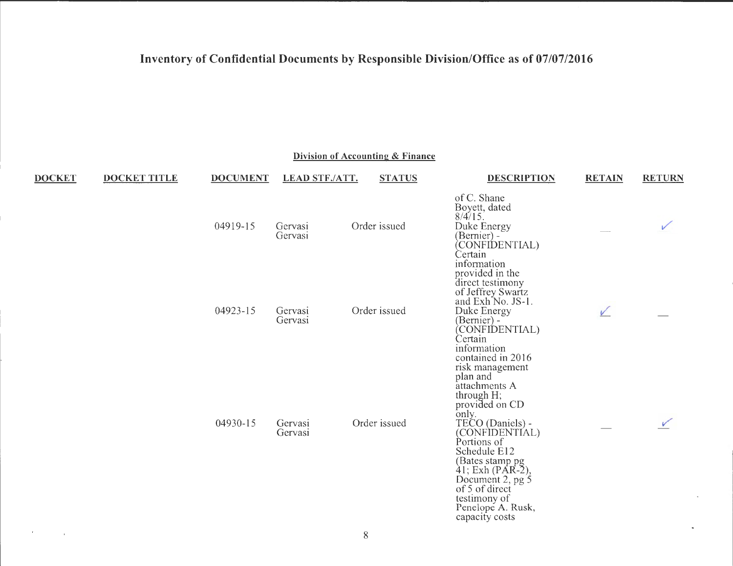# Inventory of Confidential Documents by Responsible Division/Office as of 07/07/2016

**Division of Accounting & Finance**

| DOCKET | DOCKET TITLE | DOCUMENT | LEAD STF./ATT. | STATUS | DESCRIPTION | RETAIN | RETURN |
|---|---|---|---|---|---|---|---|
| | | | | | of C. Shane Boyett, dated 8/4/15. | | |
| | | 04919-15 | Gervasi Gervasi | Order issued | Duke Energy (Bernier) - (CONFIDENTIAL) Certain information provided in the direct testimony of Jeffrey Swartz and Exh No. JS-1. | — | ✓ |
| | | 04923-15 | Gervasi Gervasi | Order issued | Duke Energy (Bernier) - (CONFIDENTIAL) Certain information contained in 2016 risk management plan and attachments A through H; provided on CD only. | ✓ | — |
| | | 04930-15 | Gervasi Gervasi | Order issued | TECO (Daniels) - (CONFIDENTIAL) Portions of Schedule E12 (Bates stamp pg 41; Exh (PAR-2), Document 2, pg 5 of 5 of direct testimony of Penelope A. Rusk, capacity costs | — | ✓ |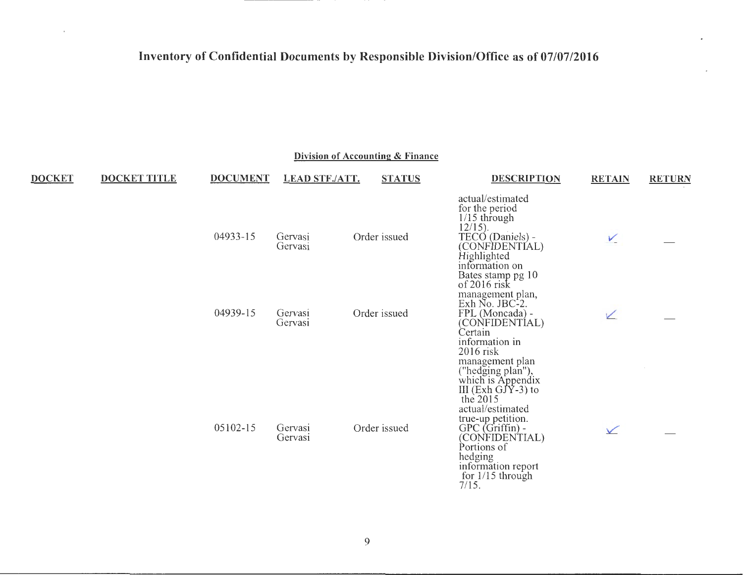# Inventory of Confidential Documents by Responsible Division/Office as of 07/07/2016

## Division of Accounting & Finance

| DOCKET | DOCKET TITLE | DOCUMENT | LEAD STF./ATT. | STATUS | DESCRIPTION | RETAIN | RETURN |
|---|---|---|---|---|---|---|---|
| | | | | | actual/estimated for the period 1/15 through 12/15). | | |
| | | 04933-15 | Gervasi Gervasi | Order issued | TECO (Daniels) - (CONFIDENTIAL) Highlighted information on Bates stamp pg 10 of 2016 risk management plan, Exh No. JBC-2. | ✓ | — |
| | | 04939-15 | Gervasi Gervasi | Order issued | FPL (Moncada) - (CONFIDENTIAL) Certain information in 2016 risk management plan ("hedging plan"), which is Appendix III (Exh GJY-3) to the 2015 actual/estimated true-up petition. | ✓ | — |
| | | 05102-15 | Gervasi Gervasi | Order issued | GPC (Griffin) - (CONFIDENTIAL) Portions of hedging information report for 1/15 through 7/15. | ✓ | — |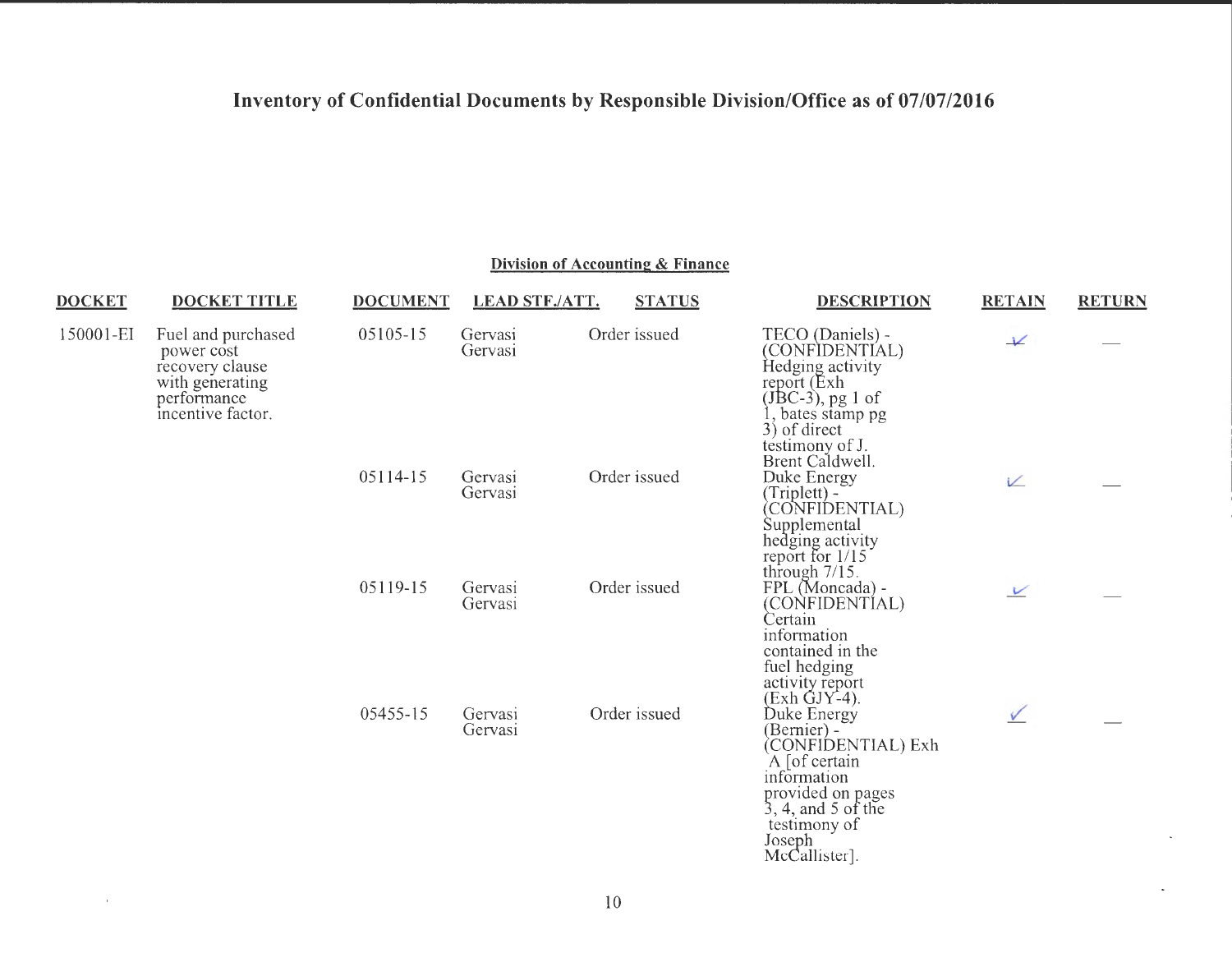# Inventory of Confidential Documents by Responsible Division/Office as of 07/07/2016

## Division of Accounting & Finance

| DOCKET | DOCKET TITLE | DOCUMENT | LEAD STF./ATT. | STATUS | DESCRIPTION | RETAIN | RETURN |
|---|---|---|---|---|---|---|---|
| 150001-EI | Fuel and purchased power cost recovery clause with generating performance incentive factor. | 05105-15 | Gervasi Gervasi | Order issued | TECO (Daniels) - (CONFIDENTIAL) Hedging activity report (Exh (JBC-3), pg 1 of 1, bates stamp pg 3) of direct testimony of J. Brent Caldwell. | ✓ | — |
| | | 05114-15 | Gervasi Gervasi | Order issued | Duke Energy (Triplett) - (CONFIDENTIAL) Supplemental hedging activity report for 1/15 through 7/15. | ✓ | — |
| | | 05119-15 | Gervasi Gervasi | Order issued | FPL (Moncada) - (CONFIDENTIAL) Certain information contained in the fuel hedging activity report (Exh GJY-4). | ✓ | — |
| | | 05455-15 | Gervasi Gervasi | Order issued | Duke Energy (Bernier) - (CONFIDENTIAL) Exh A [of certain information provided on pages 3, 4, and 5 of the testimony of Joseph McCallister]. | ✓ | — |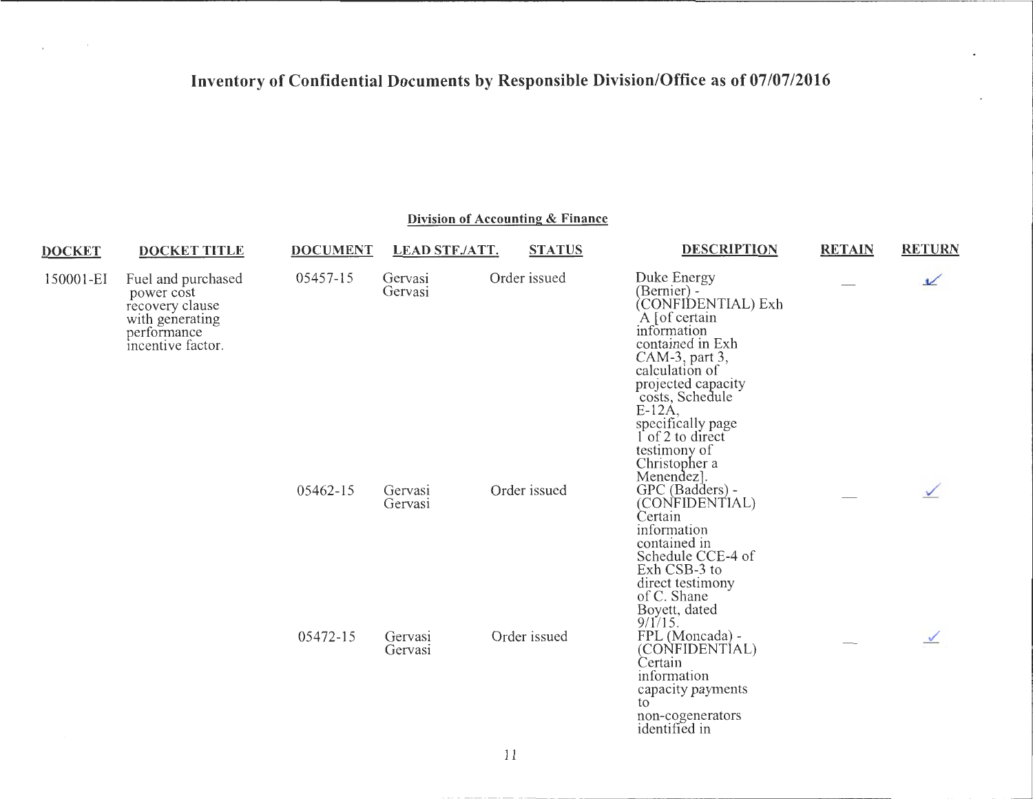# Inventory of Confidential Documents by Responsible Division/Office as of 07/07/2016

## Division of Accounting & Finance

| DOCKET | DOCKET TITLE | DOCUMENT | LEAD STF./ATT. | STATUS | DESCRIPTION | RETAIN | RETURN |
|---|---|---|---|---|---|---|---|
| 150001-EI | Fuel and purchased power cost recovery clause with generating performance incentive factor. | 05457-15 | Gervasi Gervasi | Order issued | Duke Energy (Bernier) - (CONFIDENTIAL) Exh A [of certain information contained in Exh CAM-3, part 3, calculation of projected capacity costs, Schedule E-12A, specifically page 1 of 2 to direct testimony of Christopher a Menendez]. | — | ✓ |
| | | 05462-15 | Gervasi Gervasi | Order issued | GPC (Badders) - (CONFIDENTIAL) Certain information contained in Schedule CCE-4 of Exh CSB-3 to direct testimony of C. Shane Boyett, dated 9/1/15. | — | ✓ |
| | | 05472-15 | Gervasi Gervasi | Order issued | FPL (Moncada) - (CONFIDENTIAL) Certain information capacity payments to non-cogenerators identified in | — | ✓ |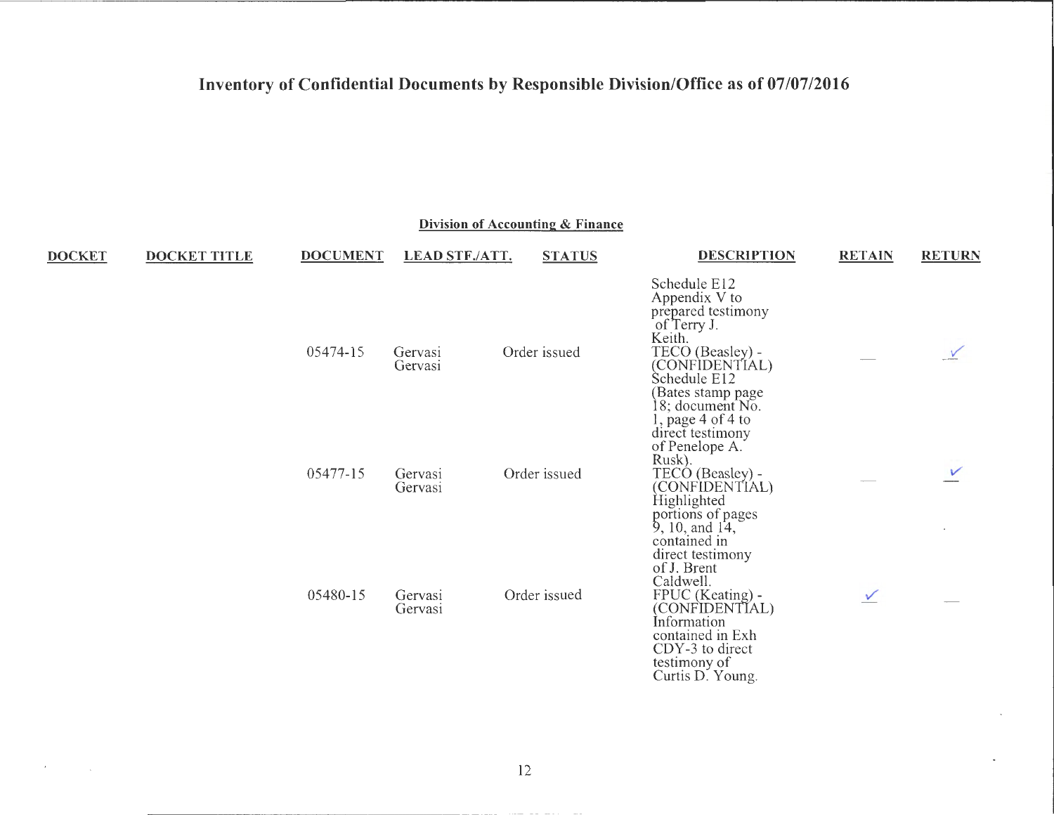# Inventory of Confidential Documents by Responsible Division/Office as of 07/07/2016

## Division of Accounting & Finance

| DOCKET | DOCKET TITLE | DOCUMENT | LEAD STF./ATT. | STATUS | DESCRIPTION | RETAIN | RETURN |
|---|---|---|---|---|---|---|---|
| | | | | | Schedule E12 Appendix V to prepared testimony of Terry J. Keith. | | |
| | | 05474-15 | Gervasi Gervasi | Order issued | TECO (Beasley) - (CONFIDENTIAL) Schedule E12 (Bates stamp page 18; document No. 1, page 4 of 4 to direct testimony of Penelope A. Rusk). | — | ✓ |
| | | 05477-15 | Gervasi Gervasi | Order issued | TECO (Beasley) - (CONFIDENTIAL) Highlighted portions of pages 9, 10, and 14, contained in direct testimony of J. Brent Caldwell. | — | ✓ |
| | | 05480-15 | Gervasi Gervasi | Order issued | FPUC (Keating) - (CONFIDENTIAL) Information contained in Exh CDY-3 to direct testimony of Curtis D. Young. | ✓ | — |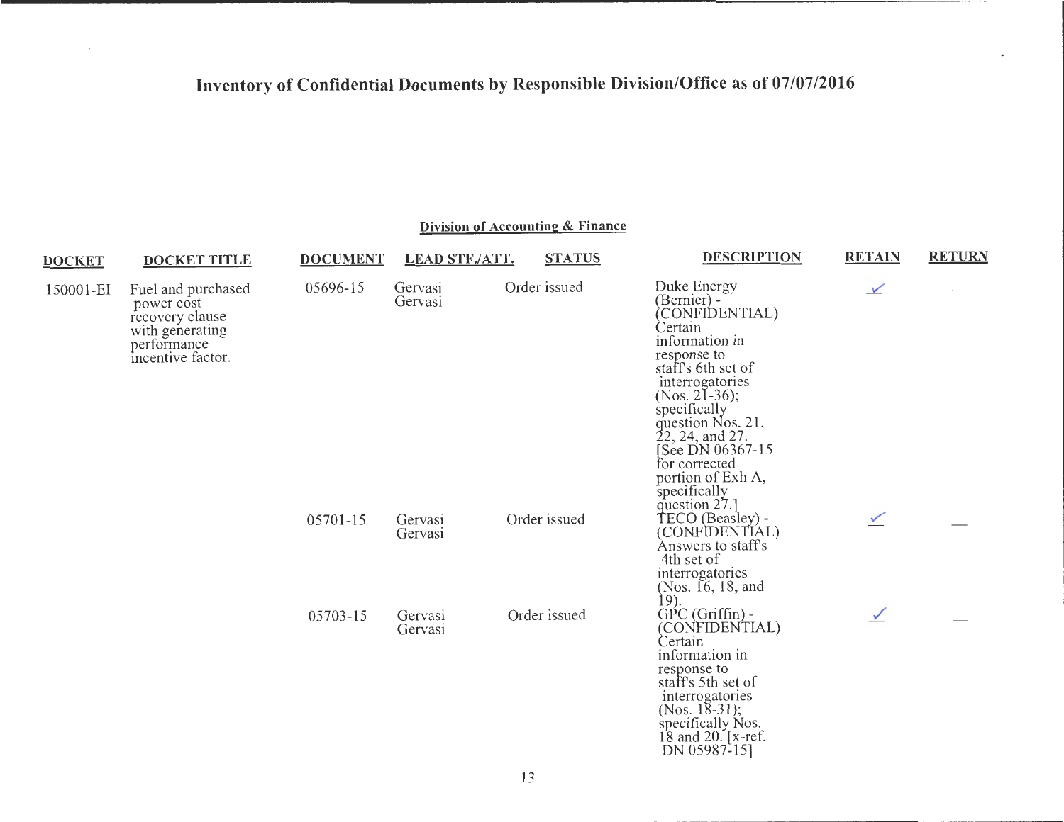# Inventory of Confidential Documents by Responsible Division/Office as of 07/07/2016

## Division of Accounting & Finance

| DOCKET | DOCKET TITLE | DOCUMENT | LEAD STF./ATT. | STATUS | DESCRIPTION | RETAIN | RETURN |
|---|---|---|---|---|---|---|---|
| 150001-EI | Fuel and purchased power cost recovery clause with generating performance incentive factor. | 05696-15 | Gervasi Gervasi | Order issued | Duke Energy (Bernier) - (CONFIDENTIAL) Certain information in response to staff's 6th set of interrogatories (Nos. 21-36); specifically question Nos. 21, 22, 24, and 27. [See DN 06367-15 for corrected portion of Exh A, specifically question 27.] | ✓ | — |
| | | 05701-15 | Gervasi Gervasi | Order issued | TECO (Beasley) - (CONFIDENTIAL) Answers to staff's 4th set of interrogatories (Nos. 16, 18, and 19). | ✓ | — |
| | | 05703-15 | Gervasi Gervasi | Order issued | GPC (Griffin) - (CONFIDENTIAL) Certain information in response to staff's 5th set of interrogatories (Nos. 18-31); specifically Nos. 18 and 20. [x-ref. DN 05987-15] | ✓ | — |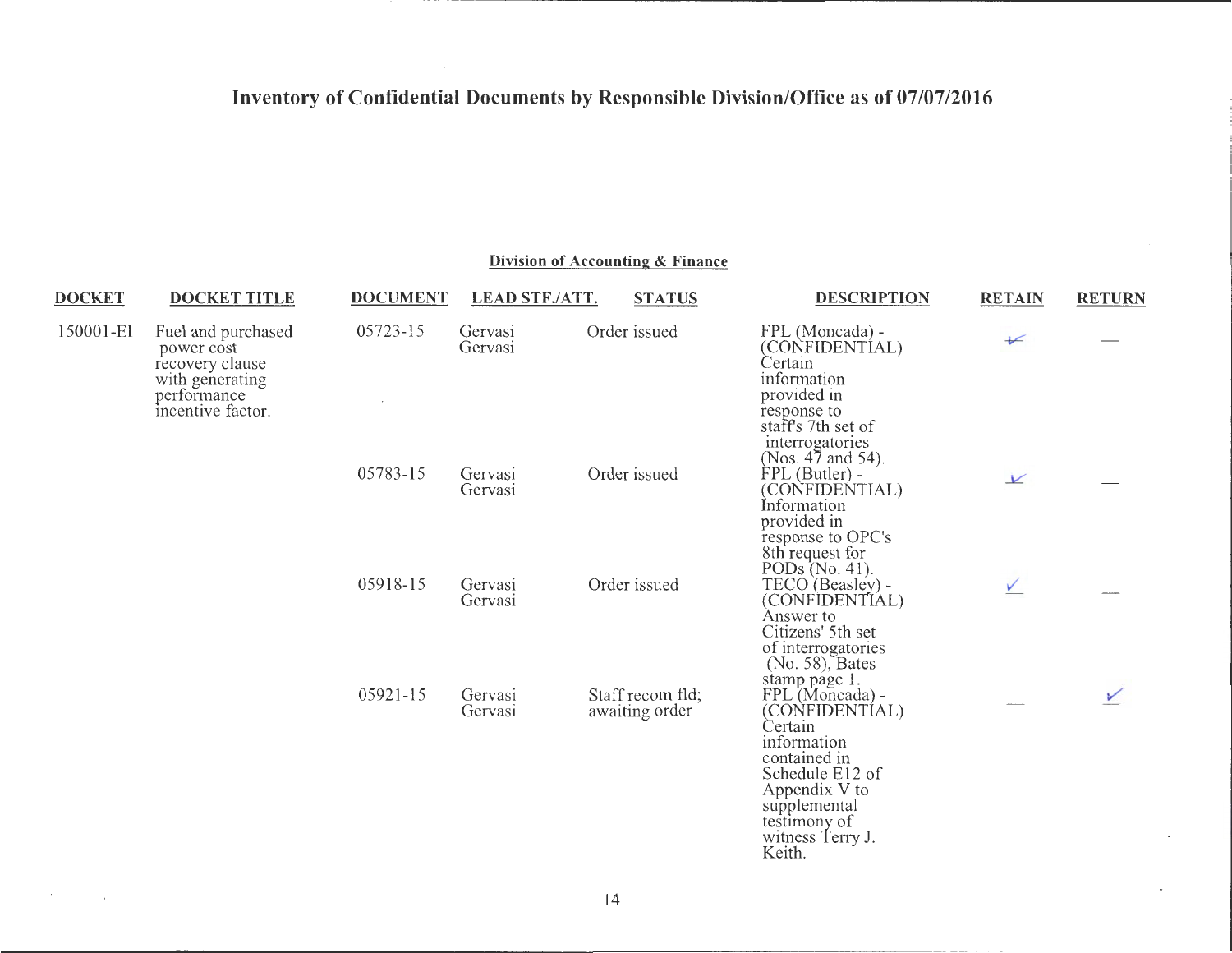# Inventory of Confidential Documents by Responsible Division/Office as of 07/07/2016

## Division of Accounting & Finance

| DOCKET | DOCKET TITLE | DOCUMENT | LEAD STF./ATT. | STATUS | DESCRIPTION | RETAIN | RETURN |
|---|---|---|---|---|---|---|---|
| 150001-EI | Fuel and purchased power cost recovery clause with generating performance incentive factor. | 05723-15 | Gervasi Gervasi | Order issued | FPL (Moncada) - (CONFIDENTIAL) Certain information provided in response to staff's 7th set of interrogatories (Nos. 47 and 54). | ✓ | — |
| | | 05783-15 | Gervasi Gervasi | Order issued | FPL (Butler) - (CONFIDENTIAL) Information provided in response to OPC's 8th request for PODs (No. 41). | ✓ | — |
| | | 05918-15 | Gervasi Gervasi | Order issued | TECO (Beasley) - (CONFIDENTIAL) Answer to Citizens' 5th set of interrogatories (No. 58), Bates stamp page 1. | ✓ | — |
| | | 05921-15 | Gervasi Gervasi | Staff recom fld; awaiting order | FPL (Moncada) - (CONFIDENTIAL) Certain information contained in Schedule E12 of Appendix V to supplemental testimony of witness Terry J. Keith. | — | ✓ |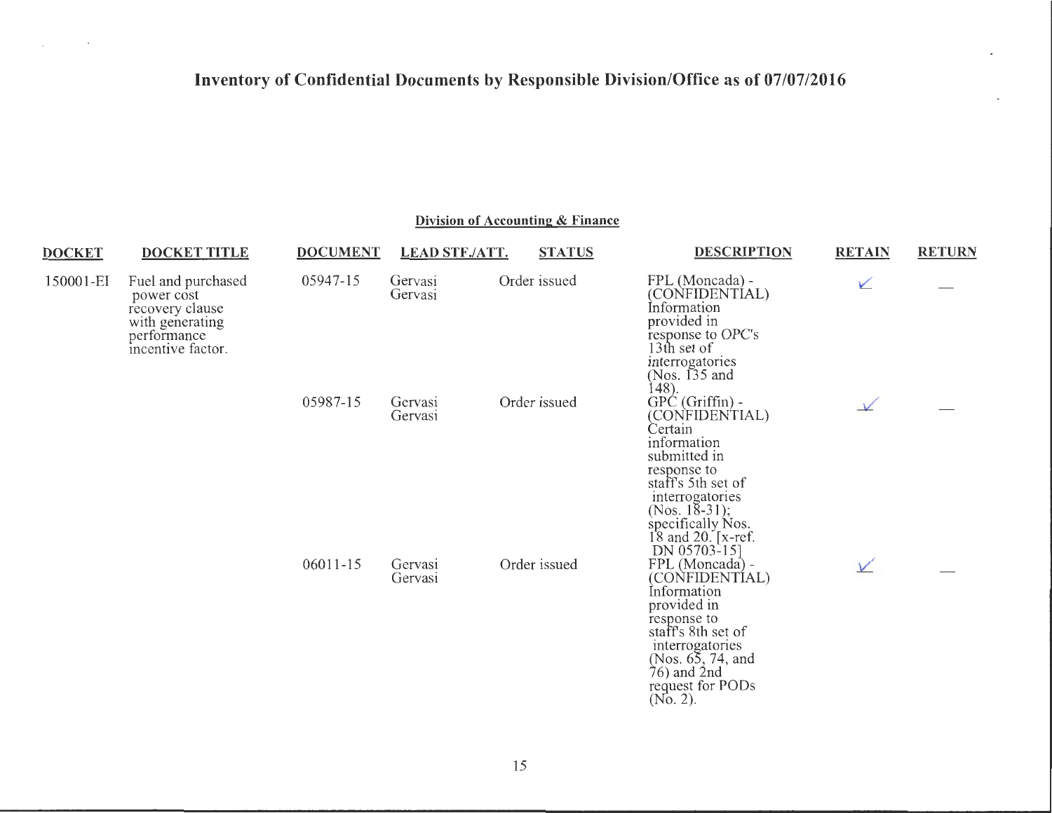# Inventory of Confidential Documents by Responsible Division/Office as of 07/07/2016

## Division of Accounting & Finance

| DOCKET | DOCKET TITLE | DOCUMENT | LEAD STF./ATT. | STATUS | DESCRIPTION | RETAIN | RETURN |
|---|---|---|---|---|---|---|---|
| 150001-EI | Fuel and purchased power cost recovery clause with generating performance incentive factor. | 05947-15 | Gervasi Gervasi | Order issued | FPL (Moncada) - (CONFIDENTIAL) Information provided in response to OPC's 13th set of interrogatories (Nos. 135 and 148). | ✓ | — |
| | | 05987-15 | Gervasi Gervasi | Order issued | GPC (Griffin) - (CONFIDENTIAL) Certain information submitted in response to staff's 5th set of interrogatories (Nos. 18-31); specifically Nos. 18 and 20. [x-ref. DN 05703-15] | ✓ | — |
| | | 06011-15 | Gervasi Gervasi | Order issued | FPL (Moncada) - (CONFIDENTIAL) Information provided in response to staff's 8th set of interrogatories (Nos. 65, 74, and 76) and 2nd request for PODs (No. 2). | ✓ | — |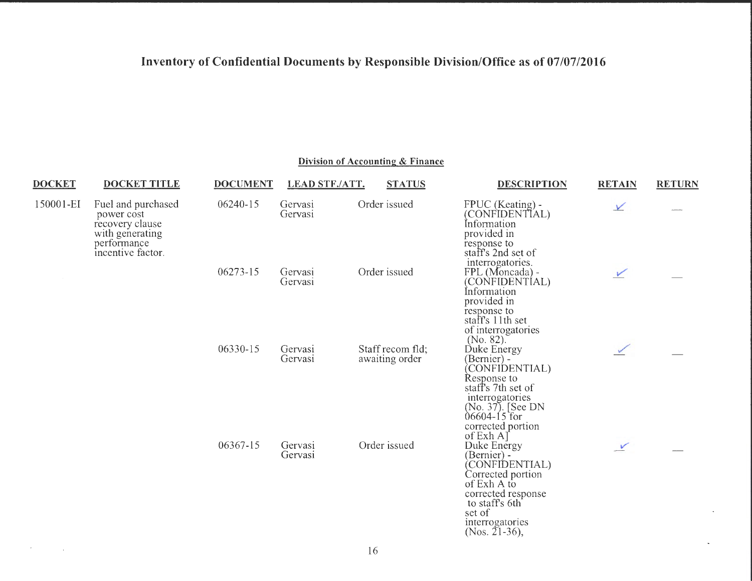# Inventory of Confidential Documents by Responsible Division/Office as of 07/07/2016

## Division of Accounting & Finance

| DOCKET | DOCKET TITLE | DOCUMENT | LEAD STF./ATT. | STATUS | DESCRIPTION | RETAIN | RETURN |
|---|---|---|---|---|---|---|---|
| 150001-EI | Fuel and purchased power cost recovery clause with generating performance incentive factor. | 06240-15 | Gervasi Gervasi | Order issued | FPUC (Keating) - (CONFIDENTIAL) Information provided in response to staff's 2nd set of interrogatories. | ✓ | — |
| | | 06273-15 | Gervasi Gervasi | Order issued | FPL (Moncada) - (CONFIDENTIAL) Information provided in response to staff's 11th set of interrogatories (No. 82). | ✓ | — |
| | | 06330-15 | Gervasi Gervasi | Staff recom fld; awaiting order | Duke Energy (Bernier) - (CONFIDENTIAL) Response to staff's 7th set of interrogatories (No. 37). [See DN 06604-15 for corrected portion of Exh A] | ✓ | — |
| | | 06367-15 | Gervasi Gervasi | Order issued | Duke Energy (Bernier) - (CONFIDENTIAL) Corrected portion of Exh A to corrected response to staff's 6th set of interrogatories (Nos. 21-36), | ✓ | — |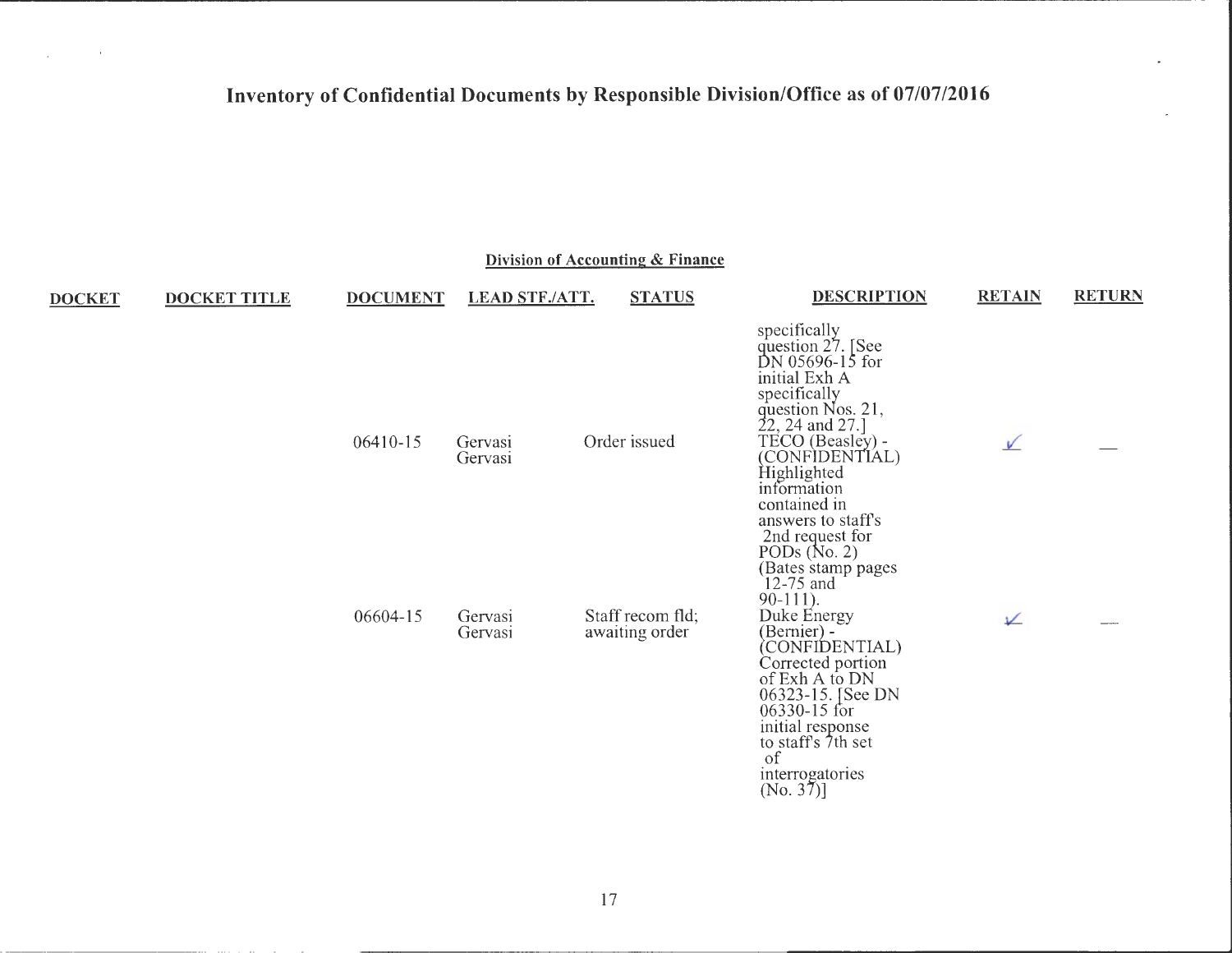# Inventory of Confidential Documents by Responsible Division/Office as of 07/07/2016

## Division of Accounting & Finance

| DOCKET | DOCKET TITLE | DOCUMENT | LEAD STF./ATT. | STATUS | DESCRIPTION | RETAIN | RETURN |
|---|---|---|---|---|---|---|---|
| | | | | | specifically question 27. [See DN 05696-15 for initial Exh A specifically question Nos. 21, 22, 24 and 27.] | | |
| | | 06410-15 | Gervasi Gervasi | Order issued | TECO (Beasley) - (CONFIDENTIAL) Highlighted information contained in answers to staff's 2nd request for PODs (No. 2) (Bates stamp pages 12-75 and 90-111). | ✓ | — |
| | | 06604-15 | Gervasi Gervasi | Staff recom fld; awaiting order | Duke Energy (Bernier) - (CONFIDENTIAL) Corrected portion of Exh A to DN 06323-15. [See DN 06330-15 for initial response to staff's 7th set of interrogatories (No. 37)] | ✓ | — |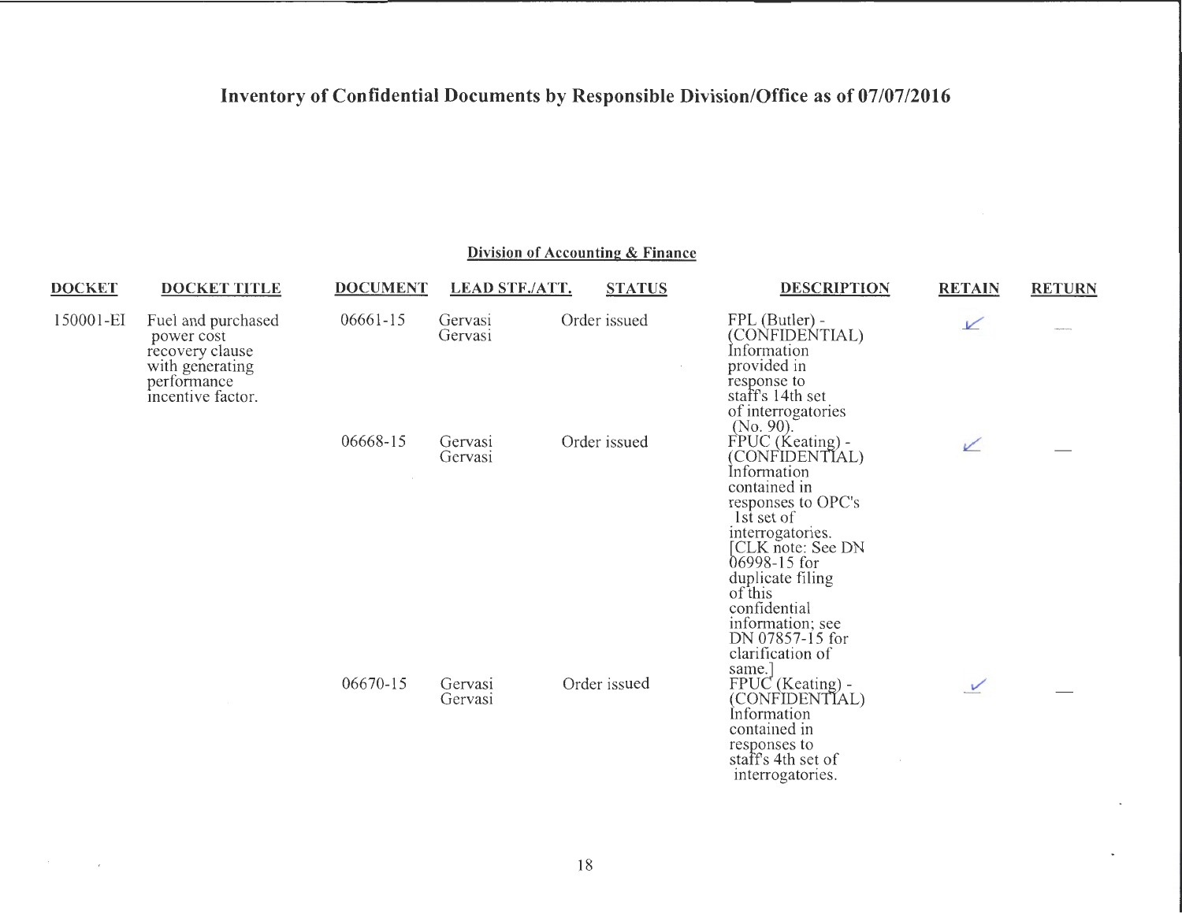# Inventory of Confidential Documents by Responsible Division/Office as of 07/07/2016

## Division of Accounting & Finance

| DOCKET | DOCKET TITLE | DOCUMENT | LEAD STF./ATT. | STATUS | DESCRIPTION | RETAIN | RETURN |
|---|---|---|---|---|---|---|---|
| 150001-EI | Fuel and purchased power cost recovery clause with generating performance incentive factor. | 06661-15 | Gervasi Gervasi | Order issued | FPL (Butler) - (CONFIDENTIAL) Information provided in response to staff's 14th set of interrogatories (No. 90). | ✓ | — |
| | | 06668-15 | Gervasi Gervasi | Order issued | FPUC (Keating) - (CONFIDENTIAL) Information contained in responses to OPC's 1st set of interrogatories. [CLK note: See DN 06998-15 for duplicate filing of this confidential information; see DN 07857-15 for clarification of same.] | ✓ | — |
| | | 06670-15 | Gervasi Gervasi | Order issued | FPUC (Keating) - (CONFIDENTIAL) Information contained in responses to staff's 4th set of interrogatories. | ✓ | — |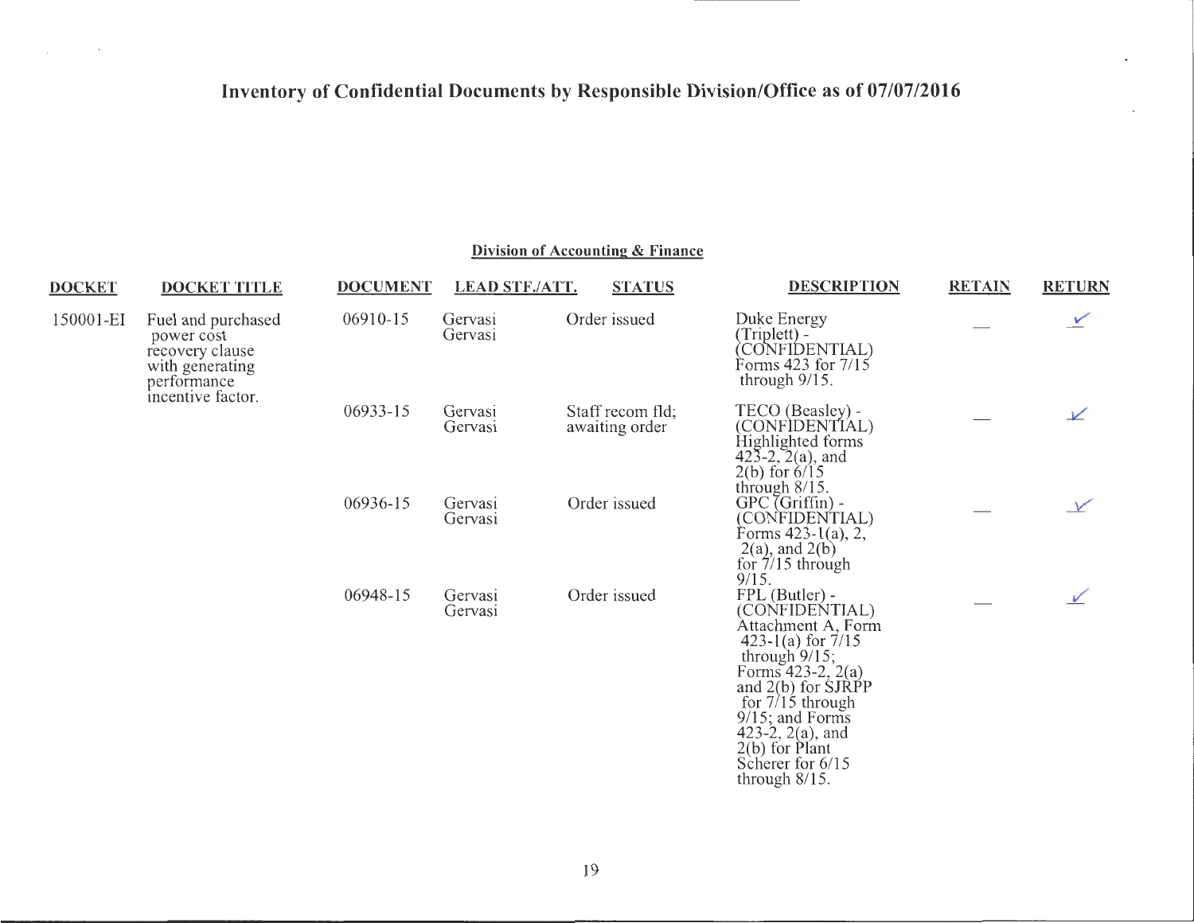# Inventory of Confidential Documents by Responsible Division/Office as of 07/07/2016

## Division of Accounting & Finance

| DOCKET | DOCKET TITLE | DOCUMENT | LEAD STF./ATT. | STATUS | DESCRIPTION | RETAIN | RETURN |
|---|---|---|---|---|---|---|---|
| 150001-EI | Fuel and purchased power cost recovery clause with generating performance incentive factor. | 06910-15 | Gervasi Gervasi | Order issued | Duke Energy (Triplett) - (CONFIDENTIAL) Forms 423 for 7/15 through 9/15. | — | ✓ |
| | | 06933-15 | Gervasi Gervasi | Staff recom fld; awaiting order | TECO (Beasley) - (CONFIDENTIAL) Highlighted forms 423-2, 2(a), and 2(b) for 6/15 through 8/15. | — | ✓ |
| | | 06936-15 | Gervasi Gervasi | Order issued | GPC (Griffin) - (CONFIDENTIAL) Forms 423-1(a), 2, 2(a), and 2(b) for 7/15 through 9/15. | — | ✓ |
| | | 06948-15 | Gervasi Gervasi | Order issued | FPL (Butler) - (CONFIDENTIAL) Attachment A, Form 423-1(a) for 7/15 through 9/15; Forms 423-2, 2(a) and 2(b) for SJRPP for 7/15 through 9/15; and Forms 423-2, 2(a), and 2(b) for Plant Scherer for 6/15 through 8/15. | — | ✓ |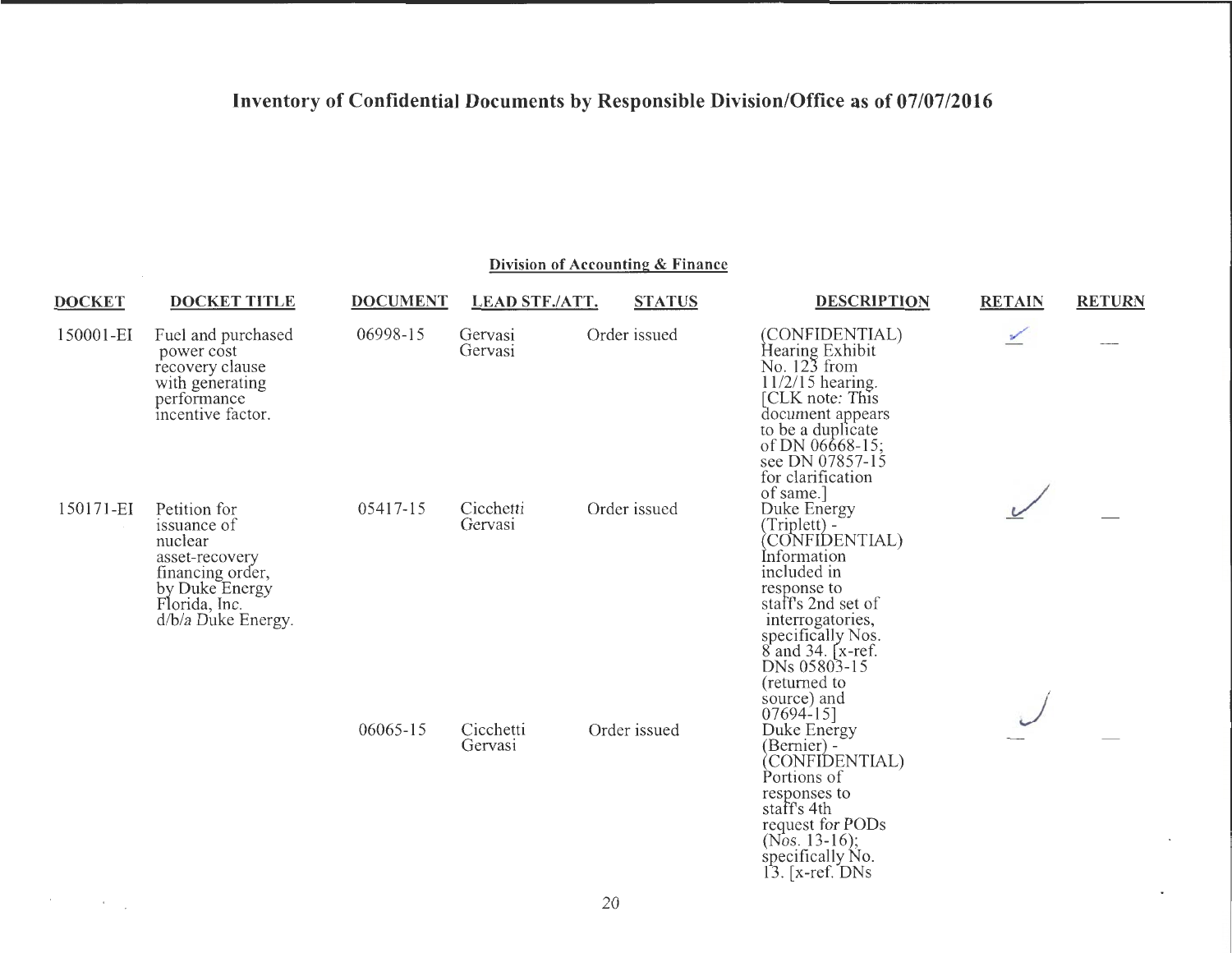# Inventory of Confidential Documents by Responsible Division/Office as of 07/07/2016

## Division of Accounting & Finance

| DOCKET | DOCKET TITLE | DOCUMENT | LEAD STF./ATT. | STATUS | DESCRIPTION | RETAIN | RETURN |
|---|---|---|---|---|---|---|---|
| 150001-EI | Fuel and purchased power cost recovery clause with generating performance incentive factor. | 06998-15 | Gervasi Gervasi | Order issued | (CONFIDENTIAL) Hearing Exhibit No. 123 from 11/2/15 hearing. [CLK note: This document appears to be a duplicate of DN 06668-15; see DN 07857-15 for clarification of same.] | ✓ | — |
| 150171-EI | Petition for issuance of nuclear asset-recovery financing order, by Duke Energy Florida, Inc. d/b/a Duke Energy. | 05417-15 | Cicchetti Gervasi | Order issued | Duke Energy (Triplett) - (CONFIDENTIAL) Information included in response to staff's 2nd set of interrogatories, specifically Nos. 8 and 34. [x-ref. DNs 05803-15 (returned to source) and 07694-15] | ✓ | — |
| | | 06065-15 | Cicchetti Gervasi | Order issued | Duke Energy (Bernier) - (CONFIDENTIAL) Portions of responses to staff's 4th request for PODs (Nos. 13-16); specifically No. 13. [x-ref. DNs | ✓ | — |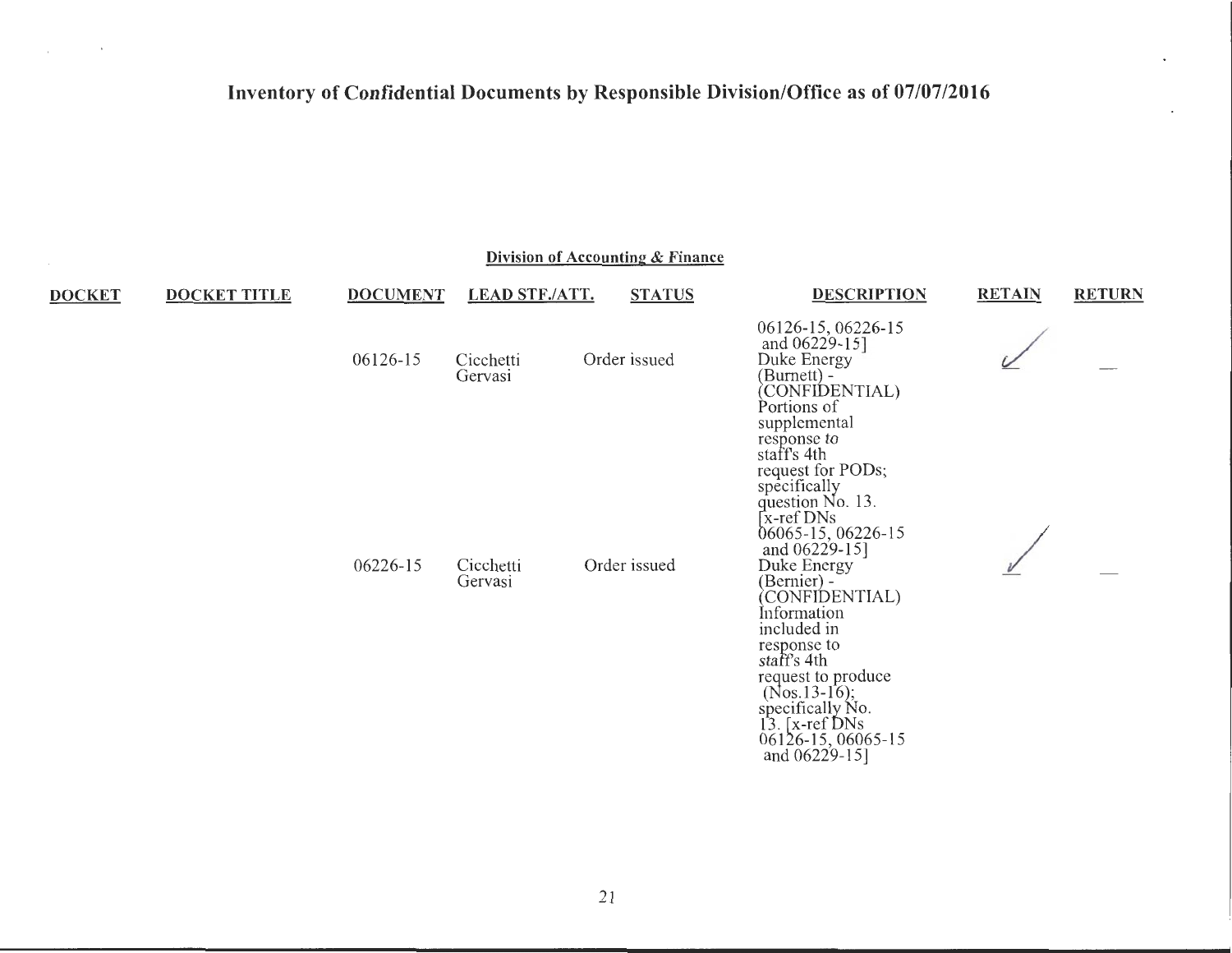# Inventory of Confidential Documents by Responsible Division/Office as of 07/07/2016

## Division of Accounting & Finance

| DOCKET | DOCKET TITLE | DOCUMENT | LEAD STF./ATT. | STATUS | DESCRIPTION | RETAIN | RETURN |
|---|---|---|---|---|---|---|---|
| | | | | | 06126-15, 06226-15 and 06229-15] | | |
| | | 06126-15 | Cicchetti Gervasi | Order issued | Duke Energy (Burnett) - (CONFIDENTIAL) Portions of supplemental response to staff's 4th request for PODs; specifically question No. 13. [x-ref DNs 06065-15, 06226-15 and 06229-15] | ✓ | — |
| | | 06226-15 | Cicchetti Gervasi | Order issued | Duke Energy (Bernier) - (CONFIDENTIAL) Information included in response to staff's 4th request to produce (Nos.13-16); specifically No. 13. [x-ref DNs 06126-15, 06065-15 and 06229-15] | ✓ | — |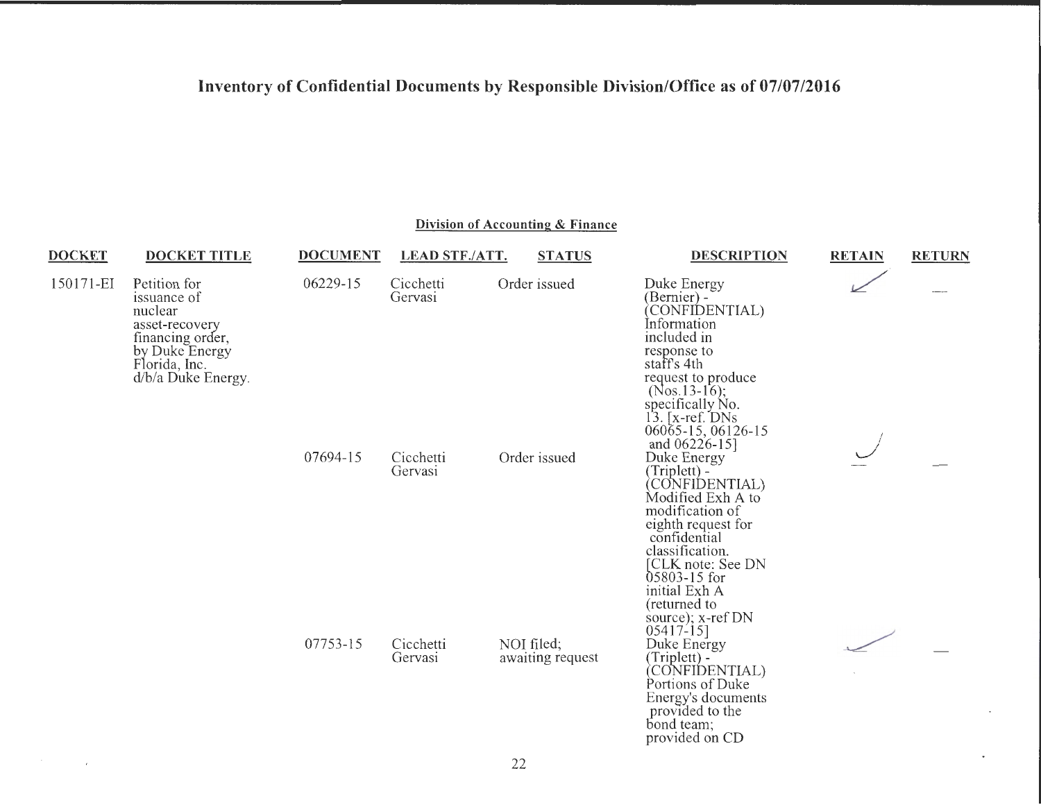# Inventory of Confidential Documents by Responsible Division/Office as of 07/07/2016

## Division of Accounting & Finance

| DOCKET | DOCKET TITLE | DOCUMENT | LEAD STF./ATT. | STATUS | DESCRIPTION | RETAIN | RETURN |
|---|---|---|---|---|---|---|---|
| 150171-EI | Petition for issuance of nuclear asset-recovery financing order, by Duke Energy Florida, Inc. d/b/a Duke Energy. | 06229-15 | Cicchetti Gervasi | Order issued | Duke Energy (Bernier) - (CONFIDENTIAL) Information included in response to staff's 4th request to produce (Nos.13-16); specifically No. 13. [x-ref. DNs 06065-15, 06126-15 and 06226-15] | ✓ | — |
| | | 07694-15 | Cicchetti Gervasi | Order issued | Duke Energy (Triplett) - (CONFIDENTIAL) Modified Exh A to modification of eighth request for confidential classification. [CLK note: See DN 05803-15 for initial Exh A (returned to source); x-ref DN 05417-15] | ✓ | — |
| | | 07753-15 | Cicchetti Gervasi | NOI filed; awaiting request | Duke Energy (Triplett) - (CONFIDENTIAL) Portions of Duke Energy's documents provided to the bond team; provided on CD | ✓ | — |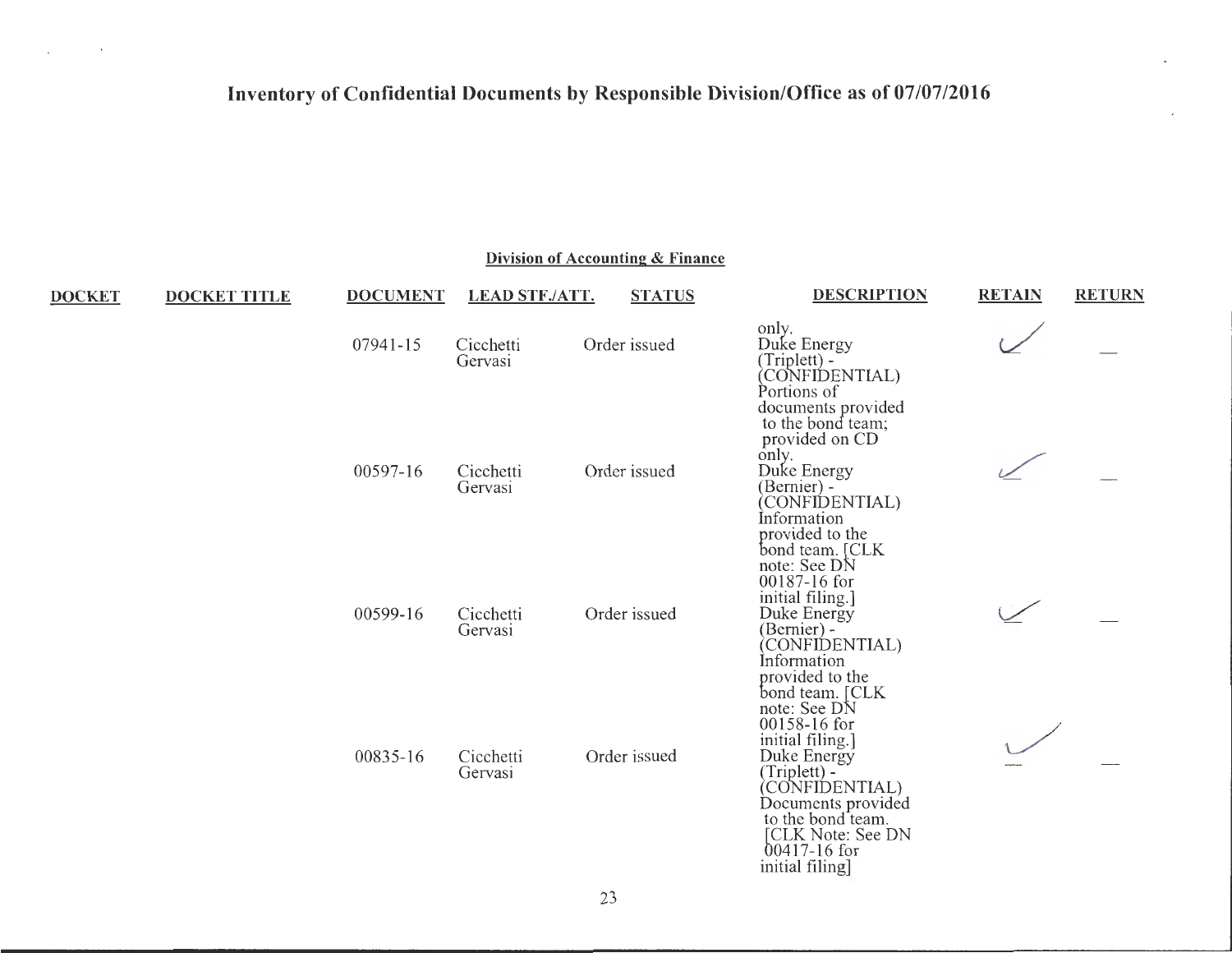# Inventory of Confidential Documents by Responsible Division/Office as of 07/07/2016

## Division of Accounting & Finance

| DOCKET | DOCKET TITLE | DOCUMENT | LEAD STF./ATT. | STATUS | DESCRIPTION | RETAIN | RETURN |
|---|---|---|---|---|---|---|---|
| | | | | | only. | | |
| | | 07941-15 | Cicchetti Gervasi | Order issued | Duke Energy (Triplett) - (CONFIDENTIAL) Portions of documents provided to the bond team; provided on CD only. | ✓ | — |
| | | 00597-16 | Cicchetti Gervasi | Order issued | Duke Energy (Bernier) - (CONFIDENTIAL) Information provided to the bond team. [CLK note: See DN 00187-16 for initial filing.] | ✓ | — |
| | | 00599-16 | Cicchetti Gervasi | Order issued | Duke Energy (Bernier) - (CONFIDENTIAL) Information provided to the bond team. [CLK note: See DN 00158-16 for initial filing.] | ✓ | — |
| | | 00835-16 | Cicchetti Gervasi | Order issued | Duke Energy (Triplett) - (CONFIDENTIAL) Documents provided to the bond team. [CLK Note: See DN 00417-16 for initial filing] | ✓ | — |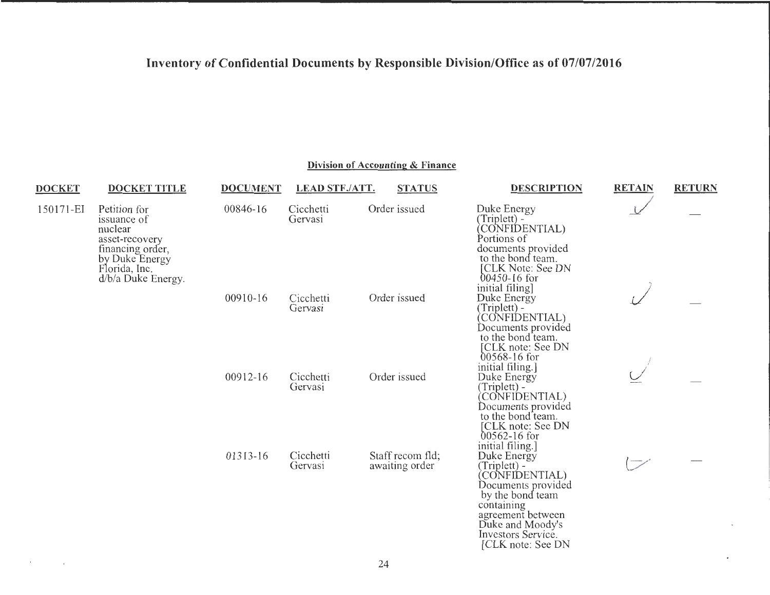# Inventory of Confidential Documents by Responsible Division/Office as of 07/07/2016

## Division of Accounting & Finance

| DOCKET | DOCKET TITLE | DOCUMENT | LEAD STF./ATT. | STATUS | DESCRIPTION | RETAIN | RETURN |
|---|---|---|---|---|---|---|---|
| 150171-EI | Petition for issuance of nuclear asset-recovery financing order, by Duke Energy Florida, Inc. d/b/a Duke Energy. | 00846-16 | Cicchetti Gervasi | Order issued | Duke Energy (Triplett) - (CONFIDENTIAL) Portions of documents provided to the bond team. [CLK Note: See DN 00450-16 for initial filing] | ✓ | — |
| | | 00910-16 | Cicchetti Gervasi | Order issued | Duke Energy (Triplett) - (CONFIDENTIAL) Documents provided to the bond team. [CLK note: See DN 00568-16 for initial filing.] | ✓ | — |
| | | 00912-16 | Cicchetti Gervasi | Order issued | Duke Energy (Triplett) - (CONFIDENTIAL) Documents provided to the bond team. [CLK note: See DN 00562-16 for initial filing.] | ✓ | — |
| | | 01313-16 | Cicchetti Gervasi | Staff recom fld; awaiting order | Duke Energy (Triplett) - (CONFIDENTIAL) Documents provided by the bond team containing agreement between Duke and Moody's Investors Service. [CLK note: See DN | ✓ | — |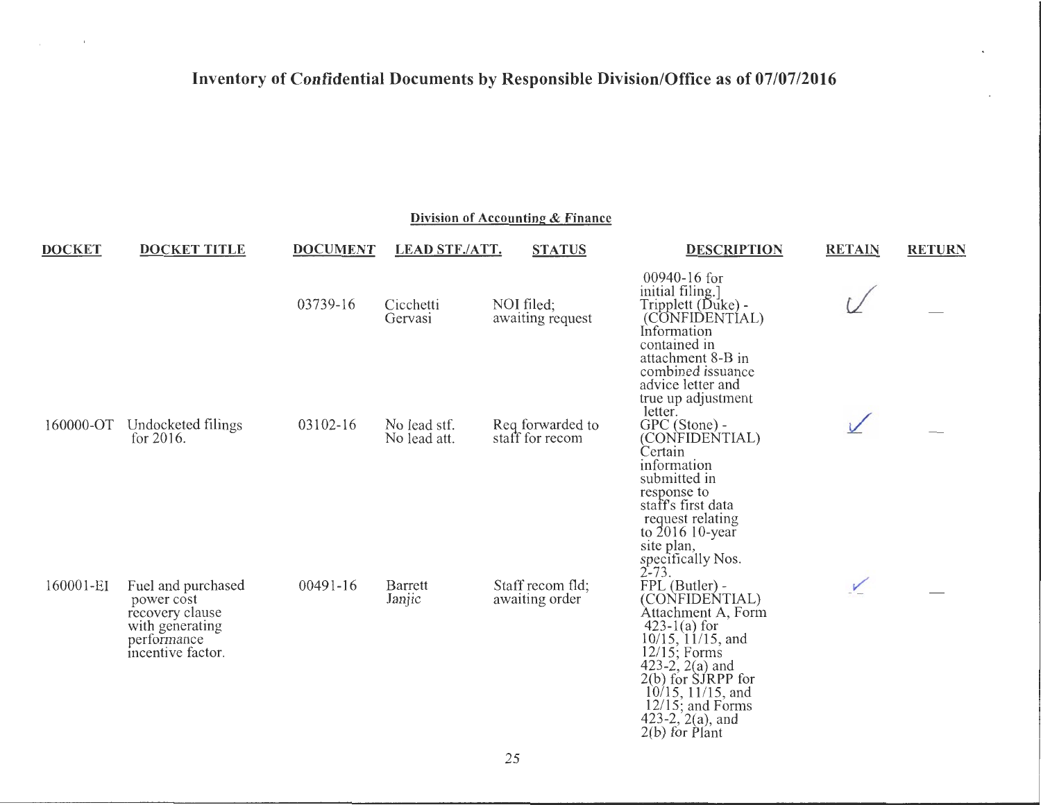# Inventory of Confidential Documents by Responsible Division/Office as of 07/07/2016

## Division of Accounting & Finance

| DOCKET | DOCKET TITLE | DOCUMENT | LEAD STF./ATT. | STATUS | DESCRIPTION | RETAIN | RETURN |
|---|---|---|---|---|---|---|---|
| | | | | | 00940-16 for initial filing.] | | |
| | | 03739-16 | Cicchetti Gervasi | NOI filed; awaiting request | Tripplett (Duke) - (CONFIDENTIAL) Information contained in attachment 8-B in combined issuance advice letter and true up adjustment letter. | ✓ | — |
| 160000-OT | Undocketed filings for 2016. | 03102-16 | No lead stf. No lead att. | Req forwarded to staff for recom | GPC (Stone) - (CONFIDENTIAL) Certain information submitted in response to staff's first data request relating to 2016 10-year site plan, specifically Nos. 2-73. | ✓ | — |
| 160001-EI | Fuel and purchased power cost recovery clause with generating performance incentive factor. | 00491-16 | Barrett Janjic | Staff recom fld; awaiting order | FPL (Butler) - (CONFIDENTIAL) Attachment A, Form 423-1(a) for 10/15, 11/15, and 12/15; Forms 423-2, 2(a) and 2(b) for SJRPP for 10/15, 11/15, and 12/15; and Forms 423-2, 2(a), and 2(b) for Plant | ✓ | — |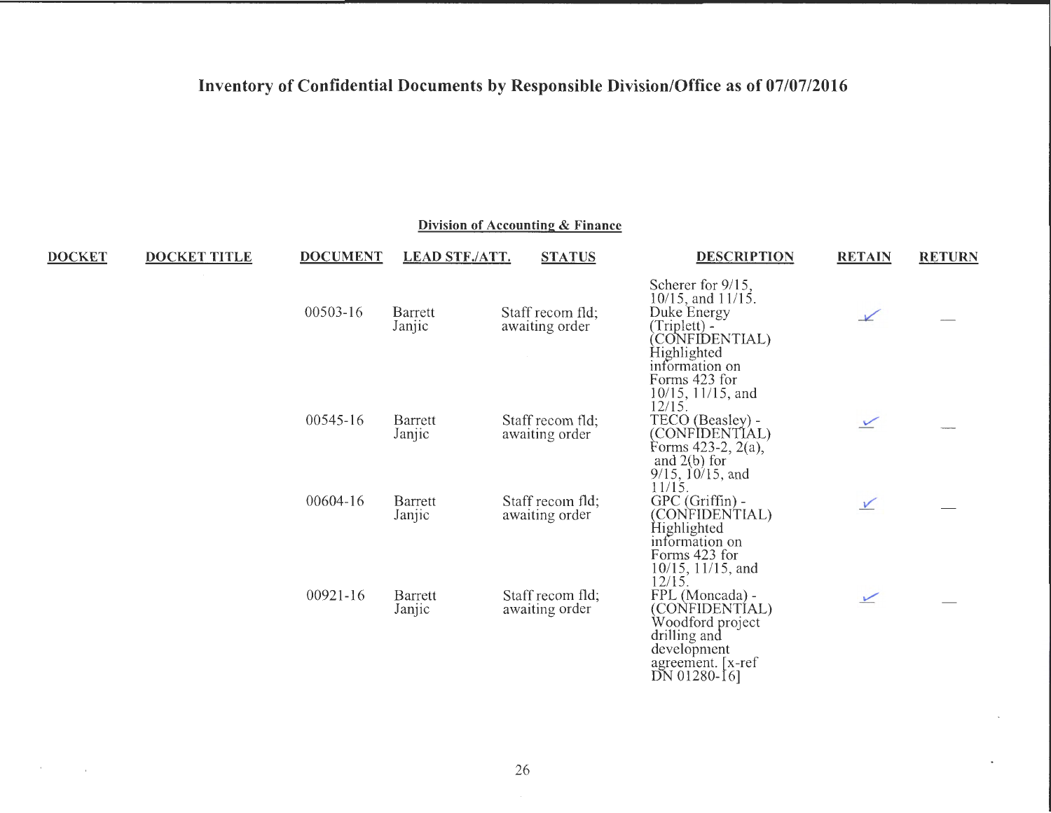# Inventory of Confidential Documents by Responsible Division/Office as of 07/07/2016

**Division of Accounting & Finance**

| DOCKET | DOCKET TITLE | DOCUMENT | LEAD STF./ATT. | STATUS | DESCRIPTION | RETAIN | RETURN |
|---|---|---|---|---|---|---|---|
| | | | | | Scherer for 9/15, 10/15, and 11/15. | | |
| | | 00503-16 | Barrett Janjic | Staff recom fld; awaiting order | Duke Energy (Triplett) - (CONFIDENTIAL) Highlighted information on Forms 423 for 10/15, 11/15, and 12/15. | ✓ | — |
| | | 00545-16 | Barrett Janjic | Staff recom fld; awaiting order | TECO (Beasley) - (CONFIDENTIAL) Forms 423-2, 2(a), and 2(b) for 9/15, 10/15, and 11/15. | ✓ | — |
| | | 00604-16 | Barrett Janjic | Staff recom fld; awaiting order | GPC (Griffin) - (CONFIDENTIAL) Highlighted information on Forms 423 for 10/15, 11/15, and 12/15. | ✓ | — |
| | | 00921-16 | Barrett Janjic | Staff recom fld; awaiting order | FPL (Moncada) - (CONFIDENTIAL) Woodford project drilling and development agreement. [x-ref DN 01280-16] | ✓ | — |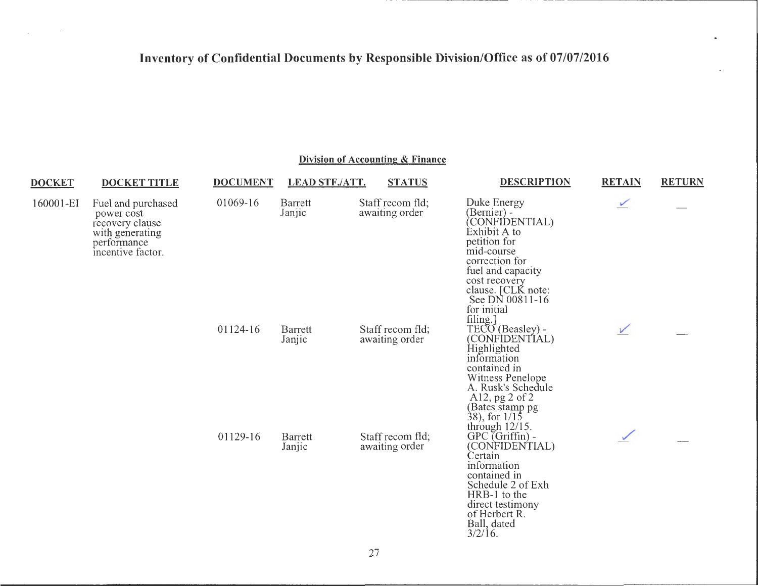# Inventory of Confidential Documents by Responsible Division/Office as of 07/07/2016

## Division of Accounting & Finance

| DOCKET | DOCKET TITLE | DOCUMENT | LEAD STF./ATT. | STATUS | DESCRIPTION | RETAIN | RETURN |
|---|---|---|---|---|---|---|---|
| 160001-EI | Fuel and purchased power cost recovery clause with generating performance incentive factor. | 01069-16 | Barrett Janjic | Staff recom fld; awaiting order | Duke Energy (Bernier) - (CONFIDENTIAL) Exhibit A to petition for mid-course correction for fuel and capacity cost recovery clause. [CLK note: See DN 00811-16 for initial filing.] | ✓ | — |
| | | 01124-16 | Barrett Janjic | Staff recom fld; awaiting order | TECO (Beasley) - (CONFIDENTIAL) Highlighted information contained in Witness Penelope A. Rusk's Schedule A12, pg 2 of 2 (Bates stamp pg 38), for 1/15 through 12/15. | ✓ | — |
| | | 01129-16 | Barrett Janjic | Staff recom fld; awaiting order | GPC (Griffin) - (CONFIDENTIAL) Certain information contained in Schedule 2 of Exh HRB-1 to the direct testimony of Herbert R. Ball, dated 3/2/16. | ✓ | — |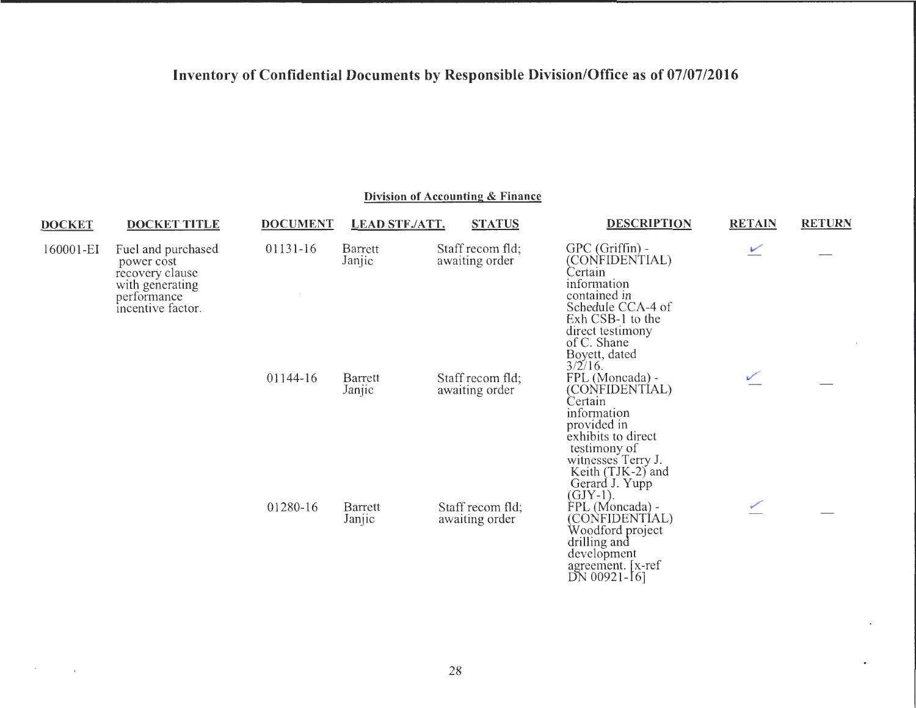# Inventory of Confidential Documents by Responsible Division/Office as of 07/07/2016

## Division of Accounting & Finance

| DOCKET | DOCKET TITLE | DOCUMENT | LEAD STF./ATT. | STATUS | DESCRIPTION | RETAIN | RETURN |
|---|---|---|---|---|---|---|---|
| 160001-EI | Fuel and purchased power cost recovery clause with generating performance incentive factor. | 01131-16 | Barrett Janjic | Staff recom fld; awaiting order | GPC (Griffin) - (CONFIDENTIAL) Certain information contained in Schedule CCA-4 of Exh CSB-1 to the direct testimony of C. Shane Boyett, dated 3/2/16. | ✓ | — |
| | | 01144-16 | Barrett Janjic | Staff recom fld; awaiting order | FPL (Moncada) - (CONFIDENTIAL) Certain information provided in exhibits to direct testimony of witnesses Terry J. Keith (TJK-2) and Gerard J. Yupp (GJY-1). | ✓ | — |
| | | 01280-16 | Barrett Janjic | Staff recom fld; awaiting order | FPL (Moncada) - (CONFIDENTIAL) Woodford project drilling and development agreement. [x-ref DN 00921-16] | ✓ | — |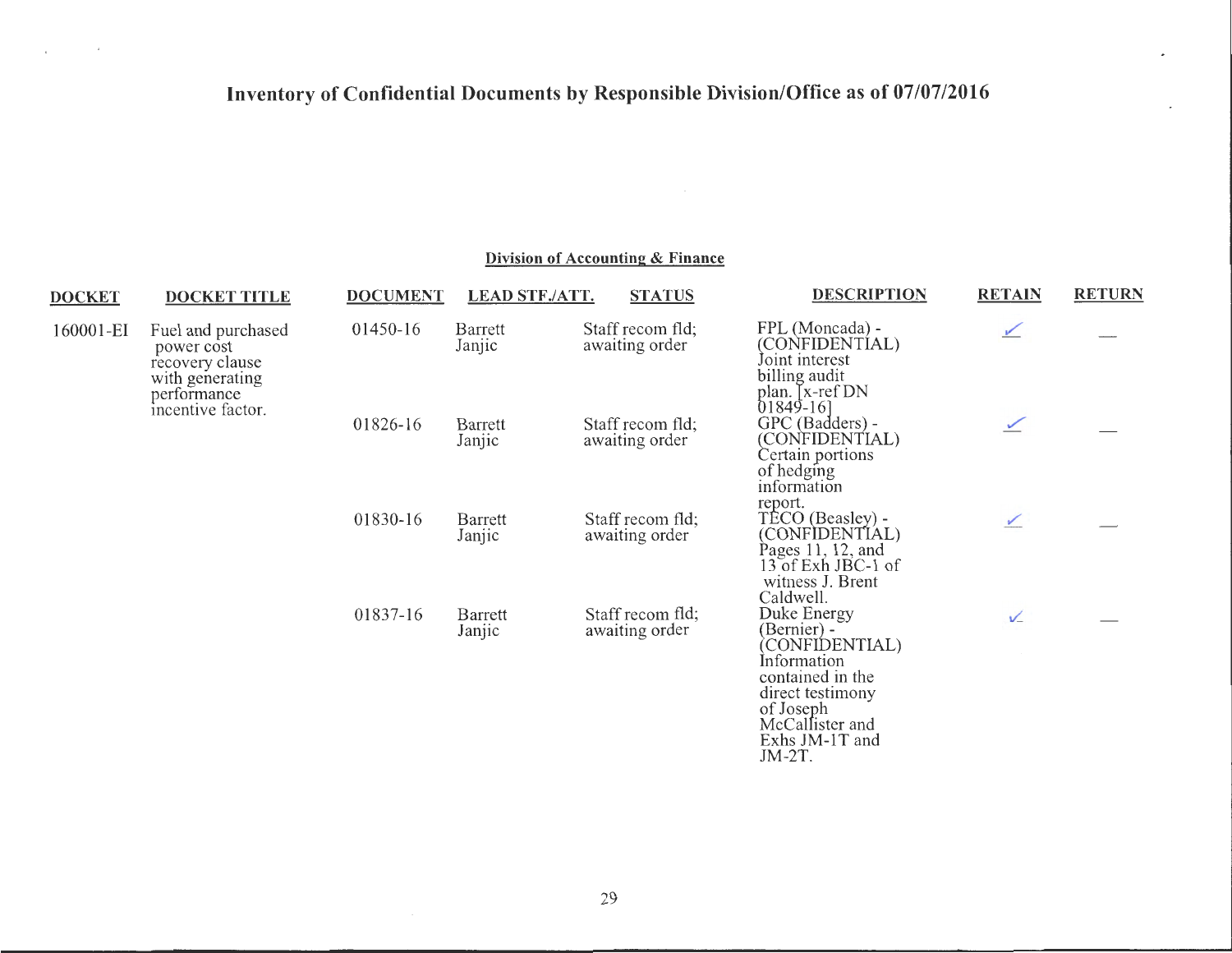# Inventory of Confidential Documents by Responsible Division/Office as of 07/07/2016

## Division of Accounting & Finance

| DOCKET | DOCKET TITLE | DOCUMENT | LEAD STF./ATT. | STATUS | DESCRIPTION | RETAIN | RETURN |
|---|---|---|---|---|---|---|---|
| 160001-EI | Fuel and purchased power cost recovery clause with generating performance incentive factor. | 01450-16 | Barrett Janjic | Staff recom fld; awaiting order | FPL (Moncada) - (CONFIDENTIAL) Joint interest billing audit plan. [x-ref DN 01849-16] | ✓ | — |
| | | 01826-16 | Barrett Janjic | Staff recom fld; awaiting order | GPC (Badders) - (CONFIDENTIAL) Certain portions of hedging information report. | ✓ | — |
| | | 01830-16 | Barrett Janjic | Staff recom fld; awaiting order | TECO (Beasley) - (CONFIDENTIAL) Pages 11, 12, and 13 of Exh JBC-1 of witness J. Brent Caldwell. | ✓ | — |
| | | 01837-16 | Barrett Janjic | Staff recom fld; awaiting order | Duke Energy (Bernier) - (CONFIDENTIAL) Information contained in the direct testimony of Joseph McCallister and Exhs JM-1T and JM-2T. | ✓ | — |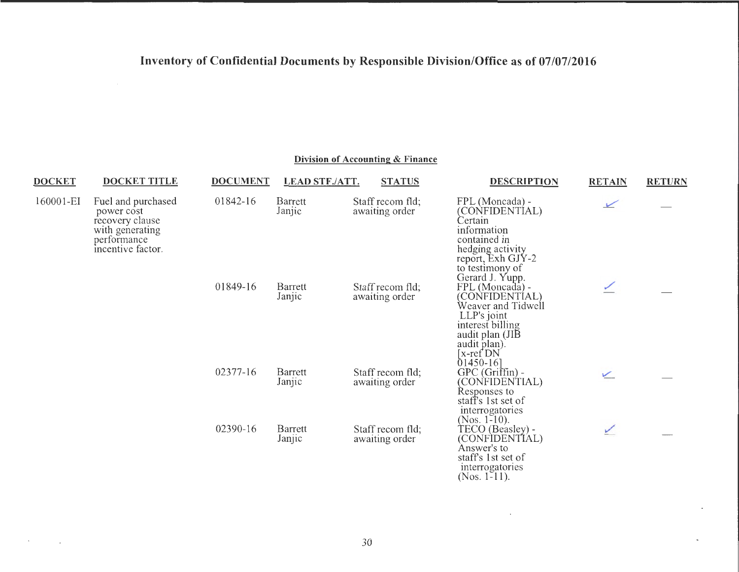# Inventory of Confidential Documents by Responsible Division/Office as of 07/07/2016

## Division of Accounting & Finance

| DOCKET | DOCKET TITLE | DOCUMENT | LEAD STF./ATT. | STATUS | DESCRIPTION | RETAIN | RETURN |
|---|---|---|---|---|---|---|---|
| 160001-EI | Fuel and purchased power cost recovery clause with generating performance incentive factor. | 01842-16 | Barrett Janjic | Staff recom fld; awaiting order | FPL (Moncada) - (CONFIDENTIAL) Certain information contained in hedging activity report, Exh GJY-2 to testimony of Gerard J. Yupp. | ✓ | — |
| | | 01849-16 | Barrett Janjic | Staff recom fld; awaiting order | FPL (Moncada) - (CONFIDENTIAL) Weaver and Tidwell LLP's joint interest billing audit plan (JIB audit plan). [x-ref DN 01450-16] | ✓ | — |
| | | 02377-16 | Barrett Janjic | Staff recom fld; awaiting order | GPC (Griffin) - (CONFIDENTIAL) Responses to staff's 1st set of interrogatories (Nos. 1-10). | ✓ | — |
| | | 02390-16 | Barrett Janjic | Staff recom fld; awaiting order | TECO (Beasley) - (CONFIDENTIAL) Answer's to staff's 1st set of interrogatories (Nos. 1-11). | ✓ | — |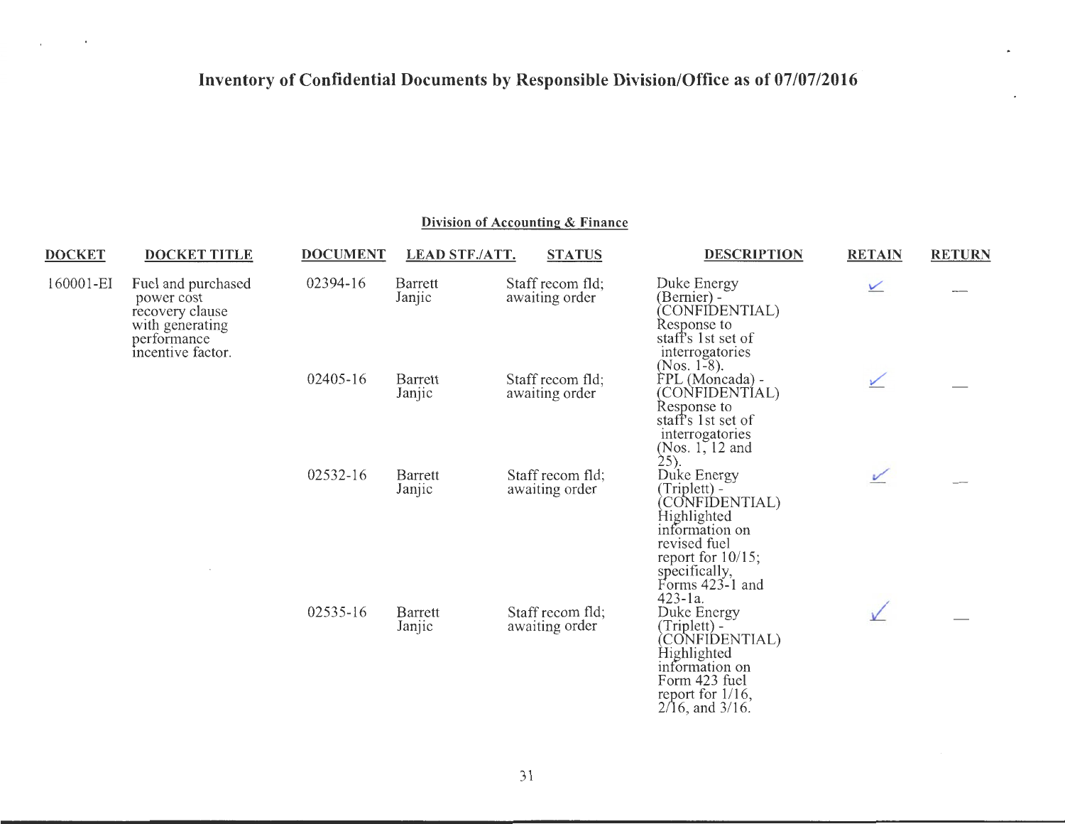# Inventory of Confidential Documents by Responsible Division/Office as of 07/07/2016

## Division of Accounting & Finance

| DOCKET | DOCKET TITLE | DOCUMENT | LEAD STF./ATT. | STATUS | DESCRIPTION | RETAIN | RETURN |
|---|---|---|---|---|---|---|---|
| 160001-EI | Fuel and purchased power cost recovery clause with generating performance incentive factor. | 02394-16 | Barrett Janjic | Staff recom fld; awaiting order | Duke Energy (Bernier) - (CONFIDENTIAL) Response to staff's 1st set of interrogatories (Nos. 1-8). | ✓ | — |
| | | 02405-16 | Barrett Janjic | Staff recom fld; awaiting order | FPL (Moncada) - (CONFIDENTIAL) Response to staff's 1st set of interrogatories (Nos. 1, 12 and 25). | ✓ | — |
| | | 02532-16 | Barrett Janjic | Staff recom fld; awaiting order | Duke Energy (Triplett) - (CONFIDENTIAL) Highlighted information on revised fuel report for 10/15; specifically, Forms 423-1 and 423-1a. | ✓ | — |
| | | 02535-16 | Barrett Janjic | Staff recom fld; awaiting order | Duke Energy (Triplett) - (CONFIDENTIAL) Highlighted information on Form 423 fuel report for 1/16, 2/16, and 3/16. | ✓ | — |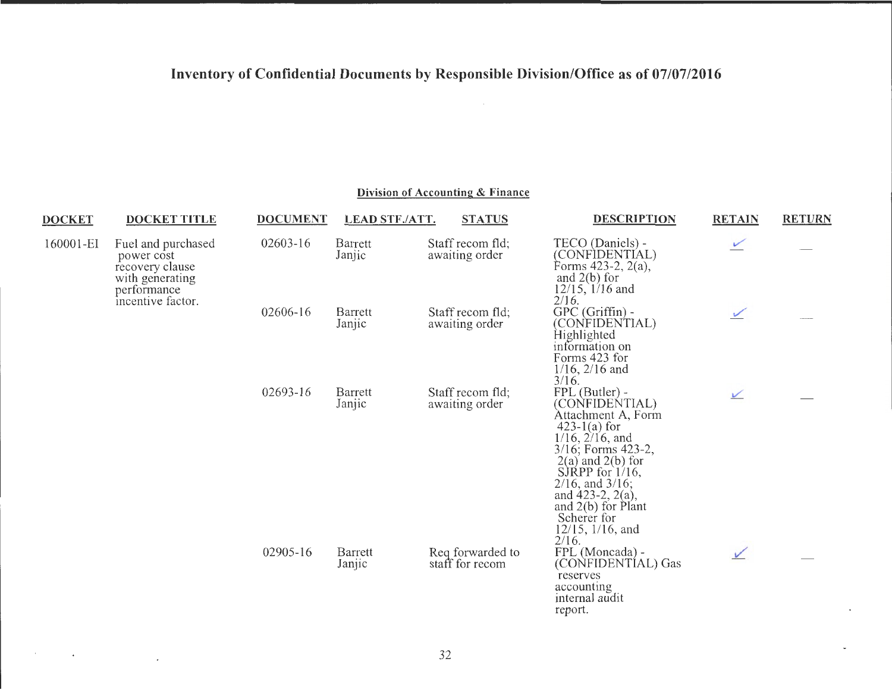# Inventory of Confidential Documents by Responsible Division/Office as of 07/07/2016

## Division of Accounting & Finance

| DOCKET | DOCKET TITLE | DOCUMENT | LEAD STF./ATT. | STATUS | DESCRIPTION | RETAIN | RETURN |
|---|---|---|---|---|---|---|---|
| 160001-EI | Fuel and purchased power cost recovery clause with generating performance incentive factor. | 02603-16 | Barrett Janjic | Staff recom fld; awaiting order | TECO (Daniels) - (CONFIDENTIAL) Forms 423-2, 2(a), and 2(b) for 12/15, 1/16 and 2/16. | ✓ | — |
| | | 02606-16 | Barrett Janjic | Staff recom fld; awaiting order | GPC (Griffin) - (CONFIDENTIAL) Highlighted information on Forms 423 for 1/16, 2/16 and 3/16. | ✓ | — |
| | | 02693-16 | Barrett Janjic | Staff recom fld; awaiting order | FPL (Butler) - (CONFIDENTIAL) Attachment A, Form 423-1(a) for 1/16, 2/16, and 3/16; Forms 423-2, 2(a) and 2(b) for SJRPP for 1/16, 2/16, and 3/16; and 423-2, 2(a), and 2(b) for Plant Scherer for 12/15, 1/16, and 2/16. | ✓ | — |
| | | 02905-16 | Barrett Janjic | Req forwarded to staff for recom | FPL (Moncada) - (CONFIDENTIAL) Gas reserves accounting internal audit report. | ✓ | — |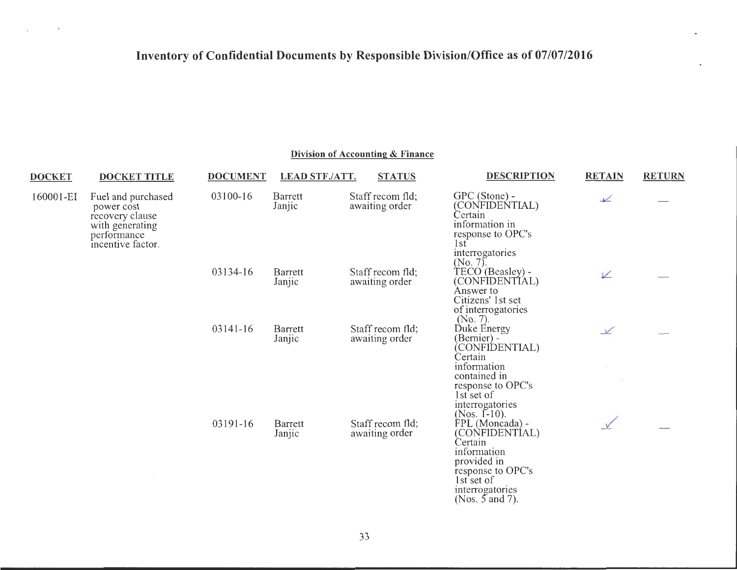# Inventory of Confidential Documents by Responsible Division/Office as of 07/07/2016

## Division of Accounting & Finance

| DOCKET | DOCKET TITLE | DOCUMENT | LEAD STF./ATT. | STATUS | DESCRIPTION | RETAIN | RETURN |
|---|---|---|---|---|---|---|---|
| 160001-EI | Fuel and purchased power cost recovery clause with generating performance incentive factor. | 03100-16 | Barrett Janjic | Staff recom fld; awaiting order | GPC (Stone) - (CONFIDENTIAL) Certain information in response to OPC's 1st interrogatories (No. 7). | ✓ | — |
| | | 03134-16 | Barrett Janjic | Staff recom fld; awaiting order | TECO (Beasley) - (CONFIDENTIAL) Answer to Citizens' 1st set of interrogatories (No. 7). | ✓ | — |
| | | 03141-16 | Barrett Janjic | Staff recom fld; awaiting order | Duke Energy (Bernier) - (CONFIDENTIAL) Certain information contained in response to OPC's 1st set of interrogatories (Nos. 1-10). | ✓ | — |
| | | 03191-16 | Barrett Janjic | Staff recom fld; awaiting order | FPL (Moncada) - (CONFIDENTIAL) Certain information provided in response to OPC's 1st set of interrogatories (Nos. 5 and 7). | ✓ | — |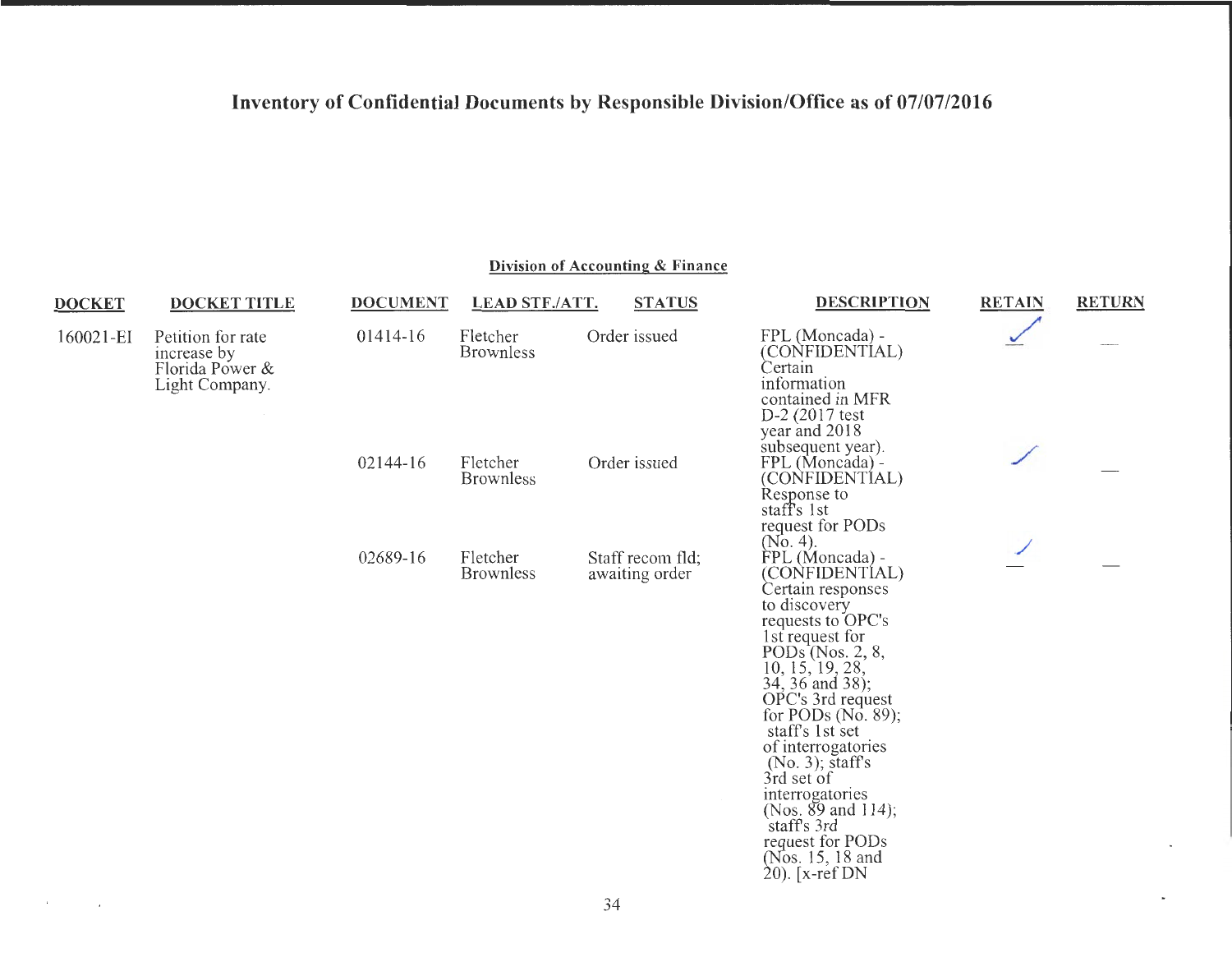# Inventory of Confidential Documents by Responsible Division/Office as of 07/07/2016

## Division of Accounting & Finance

| DOCKET | DOCKET TITLE | DOCUMENT | LEAD STF./ATT. | STATUS | DESCRIPTION | RETAIN | RETURN |
|---|---|---|---|---|---|---|---|
| 160021-EI | Petition for rate increase by Florida Power & Light Company. | 01414-16 | Fletcher Brownless | Order issued | FPL (Moncada) - (CONFIDENTIAL) Certain information contained in MFR D-2 (2017 test year and 2018 subsequent year). | ✓ | — |
| | | 02144-16 | Fletcher Brownless | Order issued | FPL (Moncada) - (CONFIDENTIAL) Response to staff's 1st request for PODs (No. 4). | ✓ | — |
| | | 02689-16 | Fletcher Brownless | Staff recom fld; awaiting order | FPL (Moncada) - (CONFIDENTIAL) Certain responses to discovery requests to OPC's 1st request for PODs (Nos. 2, 8, 10, 15, 19, 28, 34, 36 and 38); OPC's 3rd request for PODs (No. 89); staff's 1st set of interrogatories (No. 3); staff's 3rd set of interrogatories (Nos. 89 and 114); staff's 3rd request for PODs (Nos. 15, 18 and 20). [x-ref DN | ✓ | — |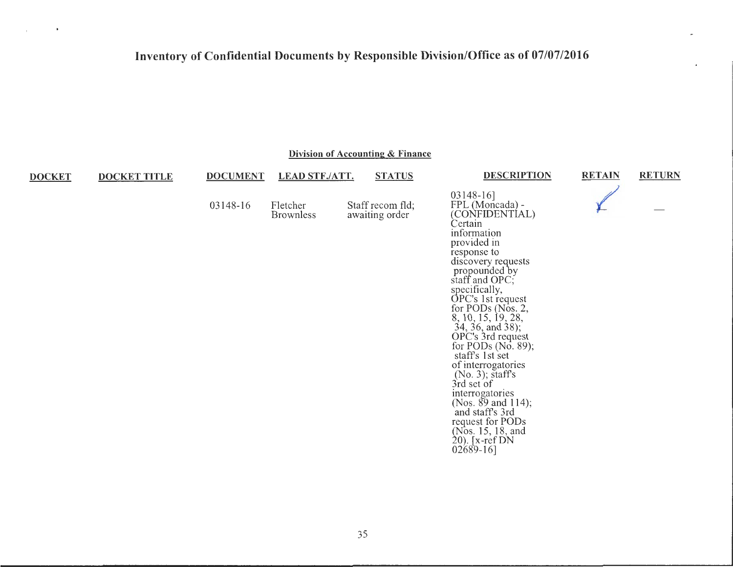# Inventory of Confidential Documents by Responsible Division/Office as of 07/07/2016

## Division of Accounting & Finance

| DOCKET | DOCKET TITLE | DOCUMENT | LEAD STF./ATT. | STATUS | DESCRIPTION | RETAIN | RETURN |
|---|---|---|---|---|---|---|---|
| | | 03148-16 | Fletcher Brownless | Staff recom fld; awaiting order | 03148-16] FPL (Moncada) - (CONFIDENTIAL) Certain information provided in response to discovery requests propounded by staff and OPC; specifically, OPC's 1st request for PODs (Nos. 2, 8, 10, 15, 19, 28, 34, 36, and 38); OPC's 3rd request for PODs (No. 89); staff's 1st set of interrogatories (No. 3); staff's 3rd set of interrogatories (Nos. 89 and 114); and staff's 3rd request for PODs (Nos. 15, 18, and 20). [x-ref DN 02689-16] | ✓ | — |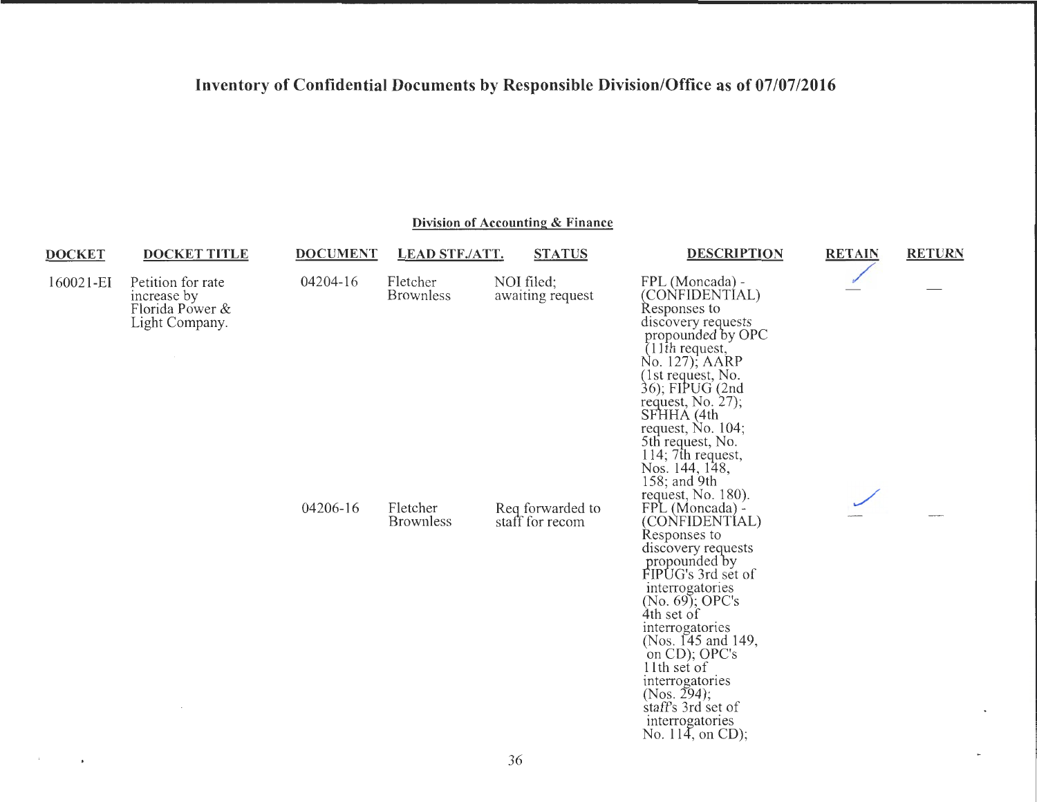# Inventory of Confidential Documents by Responsible Division/Office as of 07/07/2016

## Division of Accounting & Finance

| DOCKET | DOCKET TITLE | DOCUMENT | LEAD STF./ATT. | STATUS | DESCRIPTION | RETAIN | RETURN |
|---|---|---|---|---|---|---|---|
| 160021-EI | Petition for rate increase by Florida Power & Light Company. | 04204-16 | Fletcher Brownless | NOI filed; awaiting request | FPL (Moncada) - (CONFIDENTIAL) Responses to discovery requests propounded by OPC (11th request, No. 127); AARP (1st request, No. 36); FIPUG (2nd request, No. 27); SFHHA (4th request, No. 104; 5th request, No. 114; 7th request, Nos. 144, 148, 158; and 9th request, No. 180). | ✓ | |
| | | 04206-16 | Fletcher Brownless | Req forwarded to staff for recom | FPL (Moncada) - (CONFIDENTIAL) Responses to discovery requests propounded by FIPUG's 3rd set of interrogatories (No. 69); OPC's 4th set of interrogatories (Nos. 145 and 149, on CD); OPC's 11th set of interrogatories (Nos. 294); staff's 3rd set of interrogatories No. 114, on CD); | ✓ | |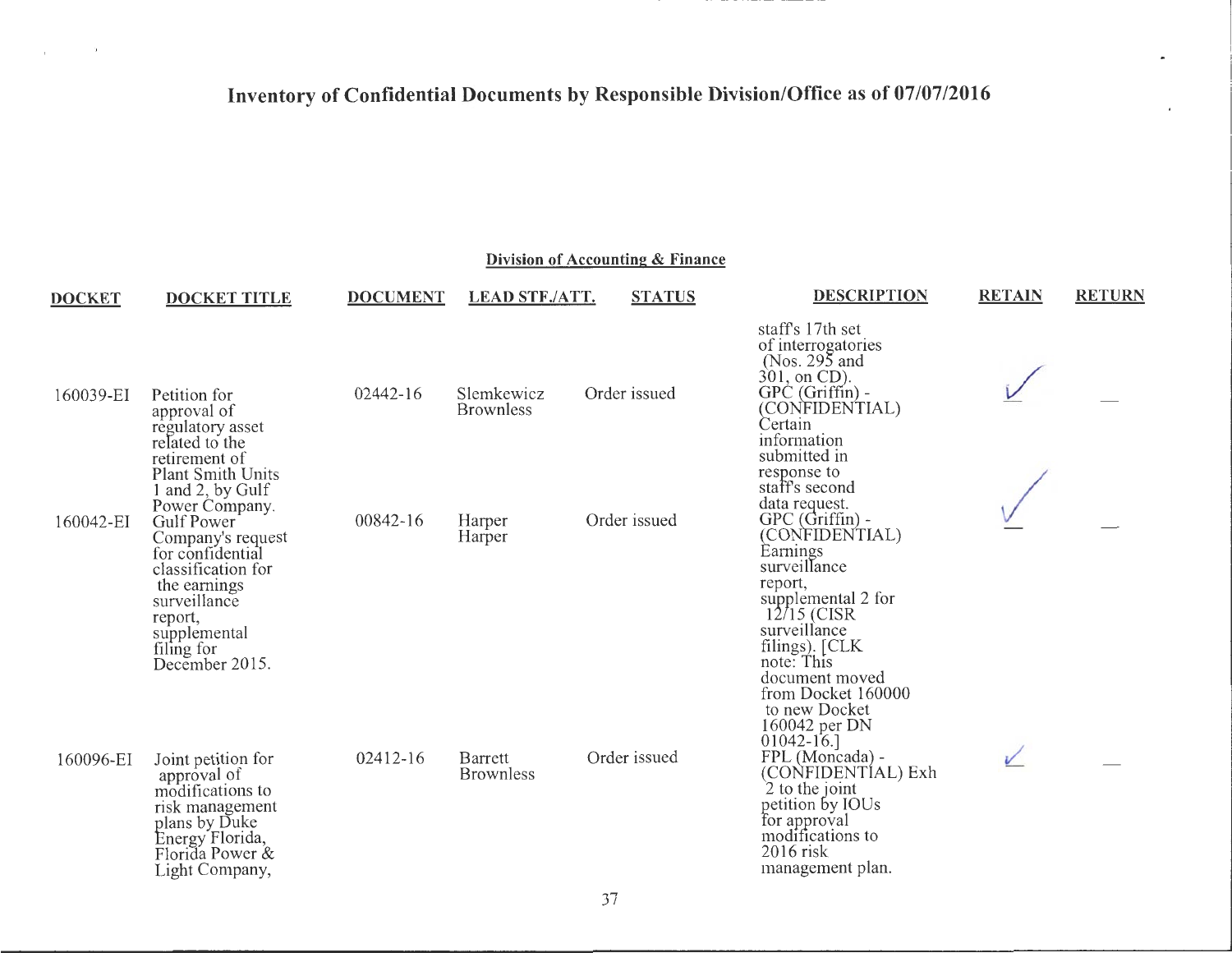# Inventory of Confidential Documents by Responsible Division/Office as of 07/07/2016

## Division of Accounting & Finance

| DOCKET | DOCKET TITLE | DOCUMENT | LEAD STF./ATT. | STATUS | DESCRIPTION | RETAIN | RETURN |
|---|---|---|---|---|---|---|---|
| | | | | | staff's 17th set of interrogatories (Nos. 295 and 301, on CD). | | |
| 160039-EI | Petition for approval of regulatory asset related to the retirement of Plant Smith Units 1 and 2, by Gulf Power Company. | 02442-16 | Slemkewicz Brownless | Order issued | GPC (Griffin) - (CONFIDENTIAL) Certain information submitted in response to staff's second data request. | ✓ | — |
| 160042-EI | Gulf Power Company's request for confidential classification for the earnings surveillance report, supplemental filing for December 2015. | 00842-16 | Harper Harper | Order issued | GPC (Griffin) - (CONFIDENTIAL) Earnings surveillance report, supplemental 2 for 12/15 (CISR surveillance filings). [CLK note: This document moved from Docket 160000 to new Docket 160042 per DN 01042-16.] | ✓ | — |
| 160096-EI | Joint petition for approval of modifications to risk management plans by Duke Energy Florida, Florida Power & Light Company, | 02412-16 | Barrett Brownless | Order issued | FPL (Moncada) - (CONFIDENTIAL) Exh 2 to the joint petition by IOUs for approval modifications to 2016 risk management plan. | ✓ | — |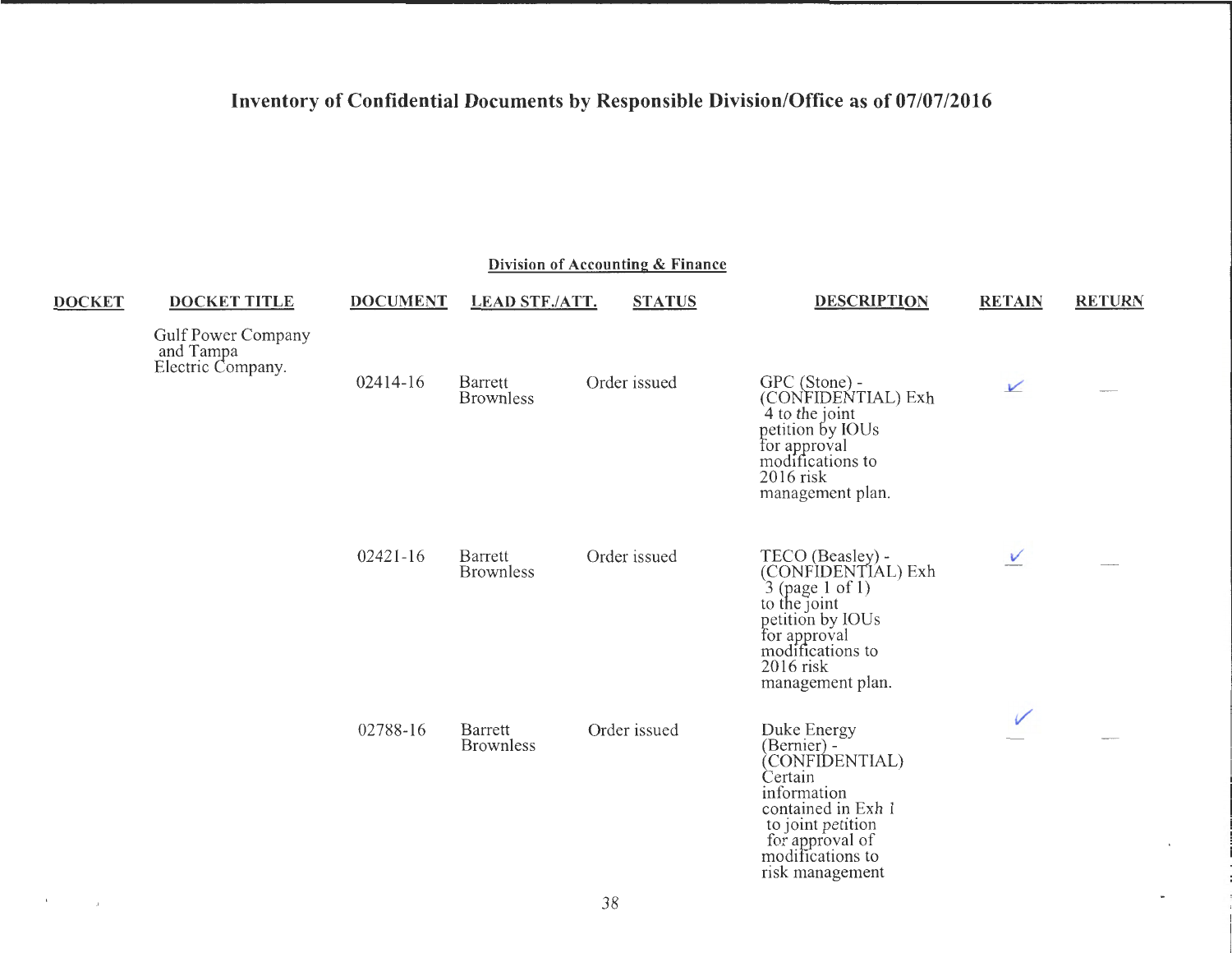# Inventory of Confidential Documents by Responsible Division/Office as of 07/07/2016

## Division of Accounting & Finance

| DOCKET | DOCKET TITLE | DOCUMENT | LEAD STF./ATT. | STATUS | DESCRIPTION | RETAIN | RETURN |
|---|---|---|---|---|---|---|---|
| | Gulf Power Company and Tampa Electric Company. | | | | | | |
| | | 02414-16 | Barrett Brownless | Order issued | GPC (Stone) - (CONFIDENTIAL) Exh 4 to the joint petition by IOUs for approval modifications to 2016 risk management plan. | ✓ | — |
| | | 02421-16 | Barrett Brownless | Order issued | TECO (Beasley) - (CONFIDENTIAL) Exh 3 (page 1 of 1) to the joint petition by IOUs for approval modifications to 2016 risk management plan. | ✓ | — |
| | | 02788-16 | Barrett Brownless | Order issued | Duke Energy (Bernier) - (CONFIDENTIAL) Certain information contained in Exh 1 to joint petition for approval of modifications to risk management | ✓ | — |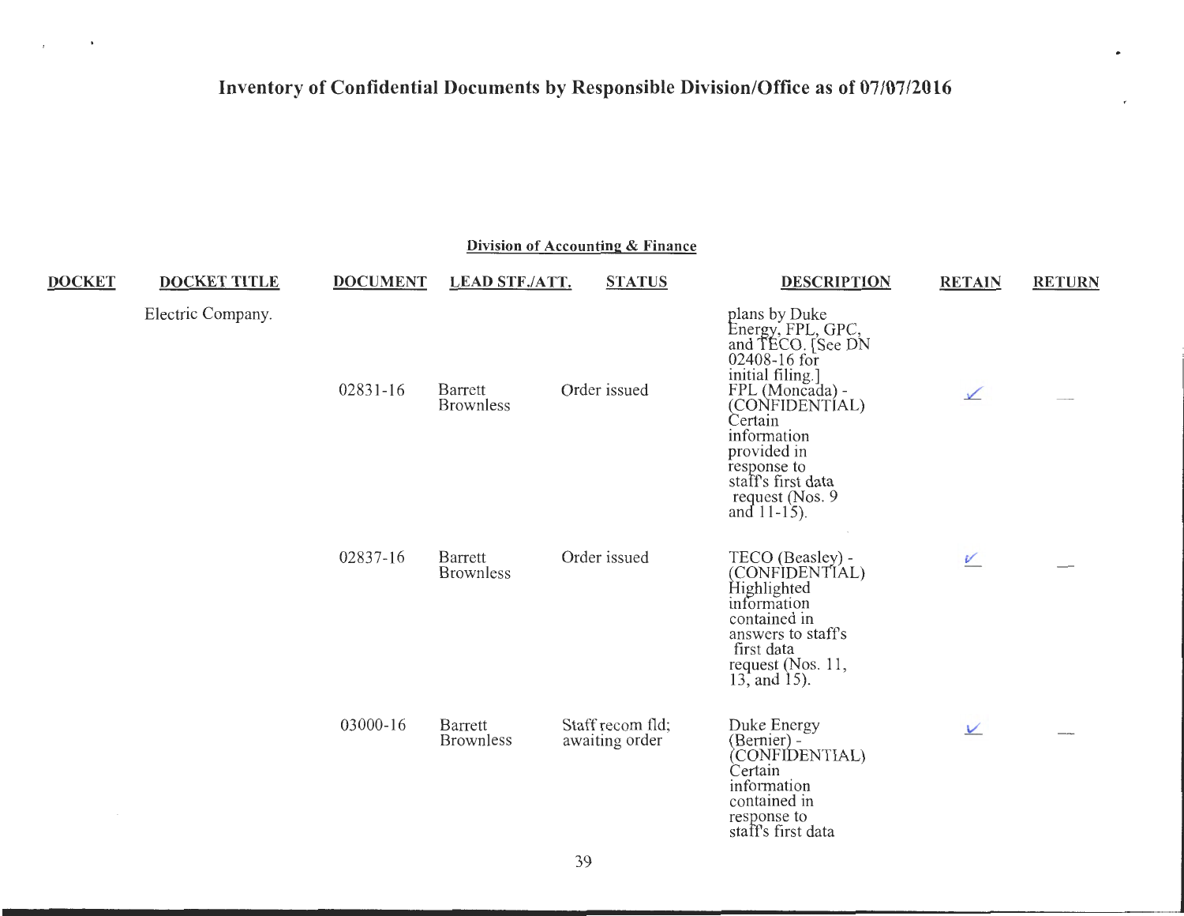# Inventory of Confidential Documents by Responsible Division/Office as of 07/07/2016

## Division of Accounting & Finance

| DOCKET | DOCKET TITLE | DOCUMENT | LEAD STF./ATT. | STATUS | DESCRIPTION | RETAIN | RETURN |
|---|---|---|---|---|---|---|---|
| | Electric Company. | | | | plans by Duke Energy, FPL, GPC, and TECO. [See DN 02408-16 for initial filing.] | | |
| | | 02831-16 | Barrett Brownless | Order issued | FPL (Moncada) - (CONFIDENTIAL) Certain information provided in response to staff's first data request (Nos. 9 and 11-15). | ✓ | — |
| | | 02837-16 | Barrett Brownless | Order issued | TECO (Beasley) - (CONFIDENTIAL) Highlighted information contained in answers to staff's first data request (Nos. 11, 13, and 15). | ✓ | — |
| | | 03000-16 | Barrett Brownless | Staff recom fld; awaiting order | Duke Energy (Bernier) - (CONFIDENTIAL) Certain information contained in response to staff's first data | ✓ | — |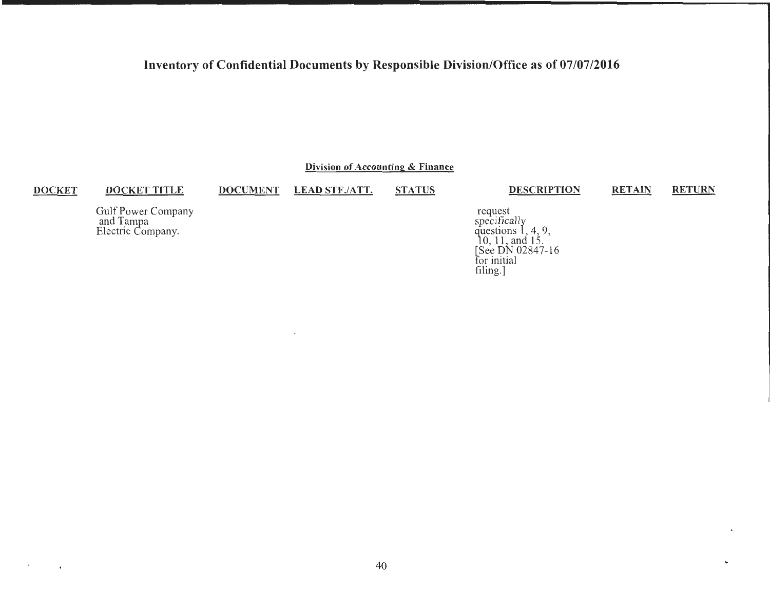# Inventory of Confidential Documents by Responsible Division/Office as of 07/07/2016

**Division of Accounting & Finance**

| DOCKET | DOCKET TITLE | DOCUMENT | LEAD STF./ATT. | STATUS | DESCRIPTION | RETAIN | RETURN |
|---|---|---|---|---|---|---|---|
| | Gulf Power Company and Tampa Electric Company. | | | | request specifically questions 1, 4, 9, 10, 11, and 15. [See DN 02847-16 for initial filing.] | | |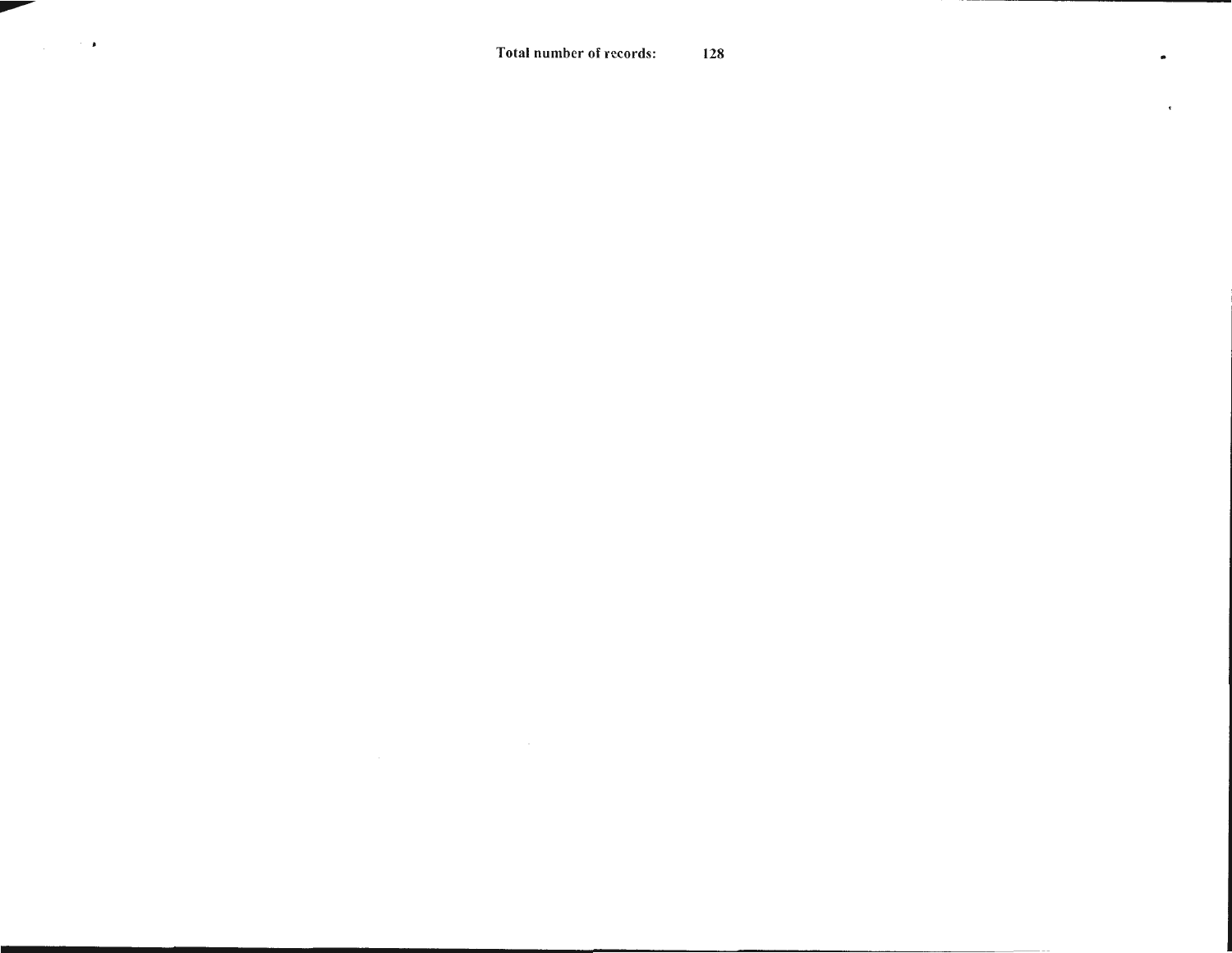**Total number of records:** **128**